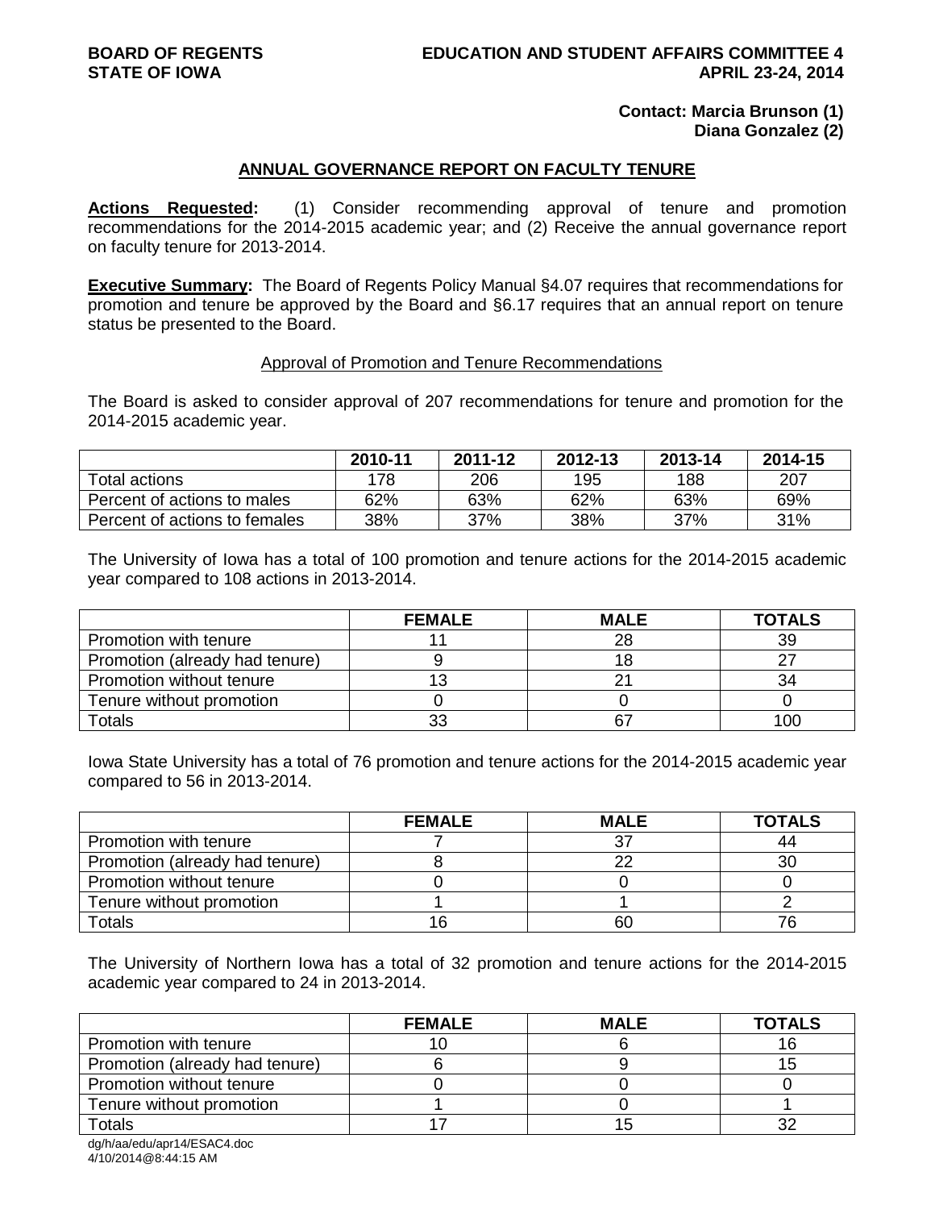**BOARD OF REGENTS**
**STATE OF IOWA**

**EDUCATION AND STUDENT AFFAIRS COMMITTEE 4**
**APRIL 23-24, 2014**

**Contact: Marcia Brunson (1)**
**Diana Gonzalez (2)**

## ANNUAL GOVERNANCE REPORT ON FACULTY TENURE

**Actions Requested:** (1) Consider recommending approval of tenure and promotion recommendations for the 2014-2015 academic year; and (2) Receive the annual governance report on faculty tenure for 2013-2014.

**Executive Summary:** The Board of Regents Policy Manual §4.07 requires that recommendations for promotion and tenure be approved by the Board and §6.17 requires that an annual report on tenure status be presented to the Board.

### Approval of Promotion and Tenure Recommendations

The Board is asked to consider approval of 207 recommendations for tenure and promotion for the 2014-2015 academic year.

| | 2010-11 | 2011-12 | 2012-13 | 2013-14 | 2014-15 |
|---|---|---|---|---|---|
| Total actions | 178 | 206 | 195 | 188 | 207 |
| Percent of actions to males | 62% | 63% | 62% | 63% | 69% |
| Percent of actions to females | 38% | 37% | 38% | 37% | 31% |

The University of Iowa has a total of 100 promotion and tenure actions for the 2014-2015 academic year compared to 108 actions in 2013-2014.

| | FEMALE | MALE | TOTALS |
|---|---|---|---|
| Promotion with tenure | 11 | 28 | 39 |
| Promotion (already had tenure) | 9 | 18 | 27 |
| Promotion without tenure | 13 | 21 | 34 |
| Tenure without promotion | 0 | 0 | 0 |
| Totals | 33 | 67 | 100 |

Iowa State University has a total of 76 promotion and tenure actions for the 2014-2015 academic year compared to 56 in 2013-2014.

| | FEMALE | MALE | TOTALS |
|---|---|---|---|
| Promotion with tenure | 7 | 37 | 44 |
| Promotion (already had tenure) | 8 | 22 | 30 |
| Promotion without tenure | 0 | 0 | 0 |
| Tenure without promotion | 1 | 1 | 2 |
| Totals | 16 | 60 | 76 |

The University of Northern Iowa has a total of 32 promotion and tenure actions for the 2014-2015 academic year compared to 24 in 2013-2014.

| | FEMALE | MALE | TOTALS |
|---|---|---|---|
| Promotion with tenure | 10 | 6 | 16 |
| Promotion (already had tenure) | 6 | 9 | 15 |
| Promotion without tenure | 0 | 0 | 0 |
| Tenure without promotion | 1 | 0 | 1 |
| Totals | 17 | 15 | 32 |

dg/h/aa/edu/apr14/ESAC4.doc
4/10/2014@8:44:15 AM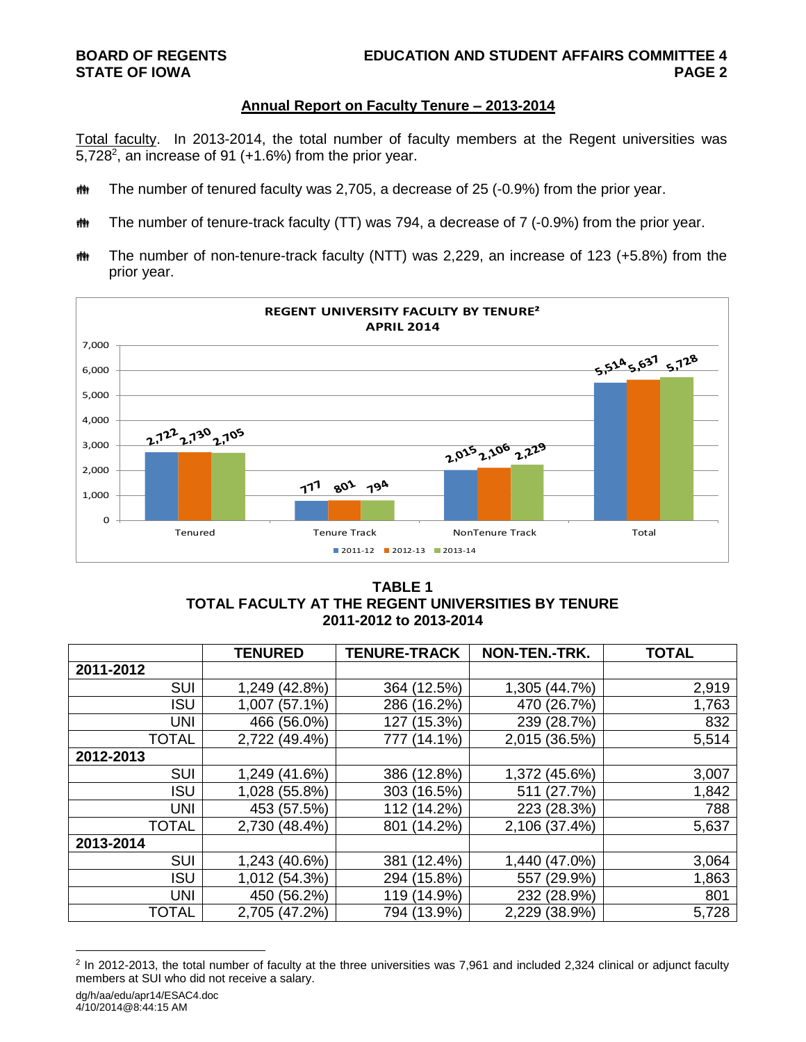## Annual Report on Faculty Tenure – 2013-2014

Total faculty. In 2013-2014, the total number of faculty members at the Regent universities was 5,728[2], an increase of 91 (+1.6%) from the prior year.

- The number of tenured faculty was 2,705, a decrease of 25 (-0.9%) from the prior year.
- The number of tenure-track faculty (TT) was 794, a decrease of 7 (-0.9%) from the prior year.
- The number of non-tenure-track faculty (NTT) was 2,229, an increase of 123 (+5.8%) from the prior year.

**REGENT UNIVERSITY FACULTY BY TENURE[2]**
**APRIL 2014**

| | 2011-12 | 2012-13 | 2013-14 |
|---|---|---|---|
| Tenured | 2,722 | 2,730 | 2,705 |
| Tenure Track | 777 | 801 | 794 |
| NonTenure Track | 2,015 | 2,106 | 2,229 |
| Total | 5,514 | 5,637 | 5,728 |

**TABLE 1**
**TOTAL FACULTY AT THE REGENT UNIVERSITIES BY TENURE**
**2011-2012 to 2013-2014**

| | TENURED | TENURE-TRACK | NON-TEN.-TRK. | TOTAL |
|---|---|---|---|---|
| **2011-2012** | | | | |
| SUI | 1,249 (42.8%) | 364 (12.5%) | 1,305 (44.7%) | 2,919 |
| ISU | 1,007 (57.1%) | 286 (16.2%) | 470 (26.7%) | 1,763 |
| UNI | 466 (56.0%) | 127 (15.3%) | 239 (28.7%) | 832 |
| TOTAL | 2,722 (49.4%) | 777 (14.1%) | 2,015 (36.5%) | 5,514 |
| **2012-2013** | | | | |
| SUI | 1,249 (41.6%) | 386 (12.8%) | 1,372 (45.6%) | 3,007 |
| ISU | 1,028 (55.8%) | 303 (16.5%) | 511 (27.7%) | 1,842 |
| UNI | 453 (57.5%) | 112 (14.2%) | 223 (28.3%) | 788 |
| TOTAL | 2,730 (48.4%) | 801 (14.2%) | 2,106 (37.4%) | 5,637 |
| **2013-2014** | | | | |
| SUI | 1,243 (40.6%) | 381 (12.4%) | 1,440 (47.0%) | 3,064 |
| ISU | 1,012 (54.3%) | 294 (15.8%) | 557 (29.9%) | 1,863 |
| UNI | 450 (56.2%) | 119 (14.9%) | 232 (28.9%) | 801 |
| TOTAL | 2,705 (47.2%) | 794 (13.9%) | 2,229 (38.9%) | 5,728 |

[2] In 2012-2013, the total number of faculty at the three universities was 7,961 and included 2,324 clinical or adjunct faculty members at SUI who did not receive a salary.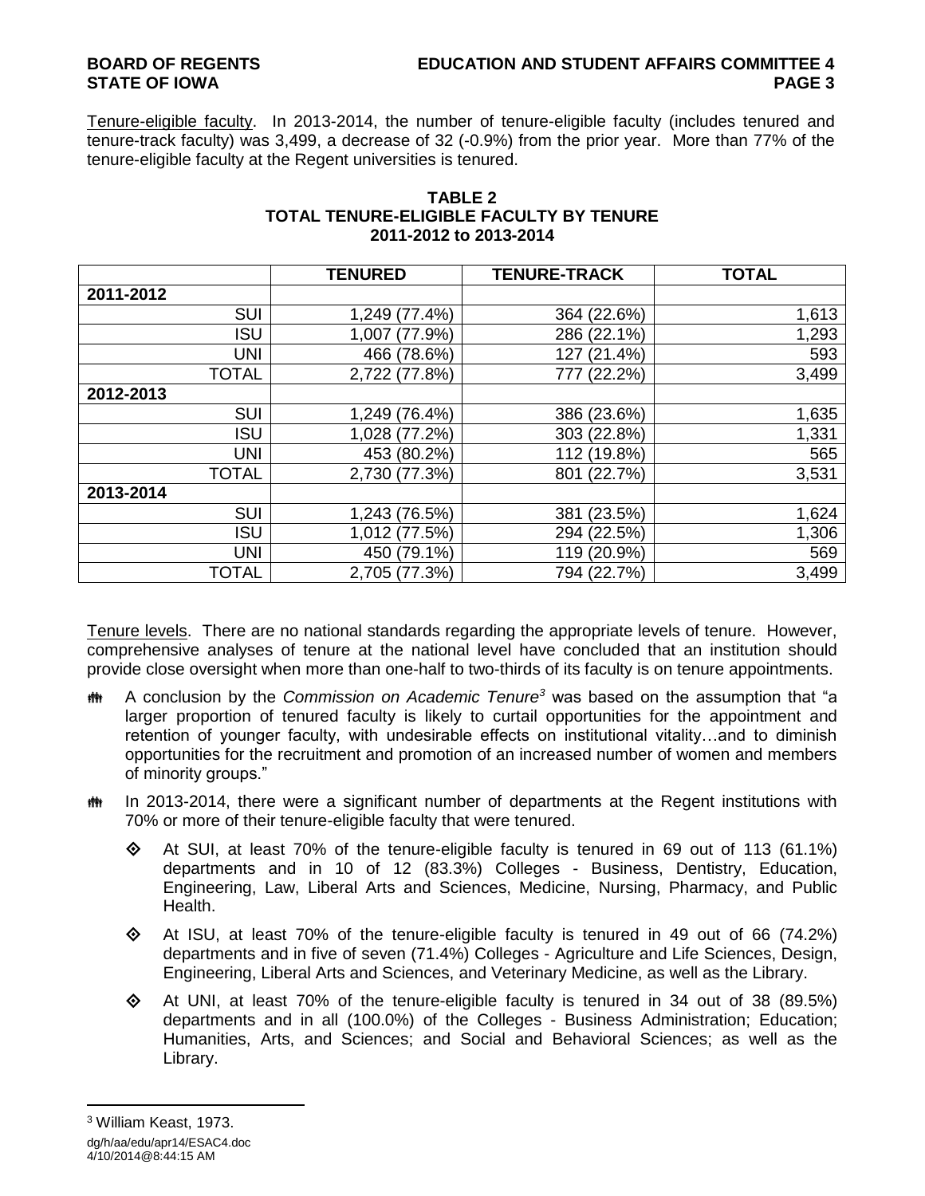Tenure-eligible faculty. In 2013-2014, the number of tenure-eligible faculty (includes tenured and tenure-track faculty) was 3,499, a decrease of 32 (-0.9%) from the prior year. More than 77% of the tenure-eligible faculty at the Regent universities is tenured.

**TABLE 2**
**TOTAL TENURE-ELIGIBLE FACULTY BY TENURE**
**2011-2012 to 2013-2014**

| | TENURED | TENURE-TRACK | TOTAL |
|---|---|---|---|
| **2011-2012** | | | |
| SUI | 1,249 (77.4%) | 364 (22.6%) | 1,613 |
| ISU | 1,007 (77.9%) | 286 (22.1%) | 1,293 |
| UNI | 466 (78.6%) | 127 (21.4%) | 593 |
| TOTAL | 2,722 (77.8%) | 777 (22.2%) | 3,499 |
| **2012-2013** | | | |
| SUI | 1,249 (76.4%) | 386 (23.6%) | 1,635 |
| ISU | 1,028 (77.2%) | 303 (22.8%) | 1,331 |
| UNI | 453 (80.2%) | 112 (19.8%) | 565 |
| TOTAL | 2,730 (77.3%) | 801 (22.7%) | 3,531 |
| **2013-2014** | | | |
| SUI | 1,243 (76.5%) | 381 (23.5%) | 1,624 |
| ISU | 1,012 (77.5%) | 294 (22.5%) | 1,306 |
| UNI | 450 (79.1%) | 119 (20.9%) | 569 |
| TOTAL | 2,705 (77.3%) | 794 (22.7%) | 3,499 |

Tenure levels. There are no national standards regarding the appropriate levels of tenure. However, comprehensive analyses of tenure at the national level have concluded that an institution should provide close oversight when more than one-half to two-thirds of its faculty is on tenure appointments.

- A conclusion by the *Commission on Academic Tenure*[3] was based on the assumption that "a larger proportion of tenured faculty is likely to curtail opportunities for the appointment and retention of younger faculty, with undesirable effects on institutional vitality…and to diminish opportunities for the recruitment and promotion of an increased number of women and members of minority groups."

- In 2013-2014, there were a significant number of departments at the Regent institutions with 70% or more of their tenure-eligible faculty that were tenured.

  - At SUI, at least 70% of the tenure-eligible faculty is tenured in 69 out of 113 (61.1%) departments and in 10 of 12 (83.3%) Colleges - Business, Dentistry, Education, Engineering, Law, Liberal Arts and Sciences, Medicine, Nursing, Pharmacy, and Public Health.

  - At ISU, at least 70% of the tenure-eligible faculty is tenured in 49 out of 66 (74.2%) departments and in five of seven (71.4%) Colleges - Agriculture and Life Sciences, Design, Engineering, Liberal Arts and Sciences, and Veterinary Medicine, as well as the Library.

  - At UNI, at least 70% of the tenure-eligible faculty is tenured in 34 out of 38 (89.5%) departments and in all (100.0%) of the Colleges - Business Administration; Education; Humanities, Arts, and Sciences; and Social and Behavioral Sciences; as well as the Library.

[3] William Keast, 1973.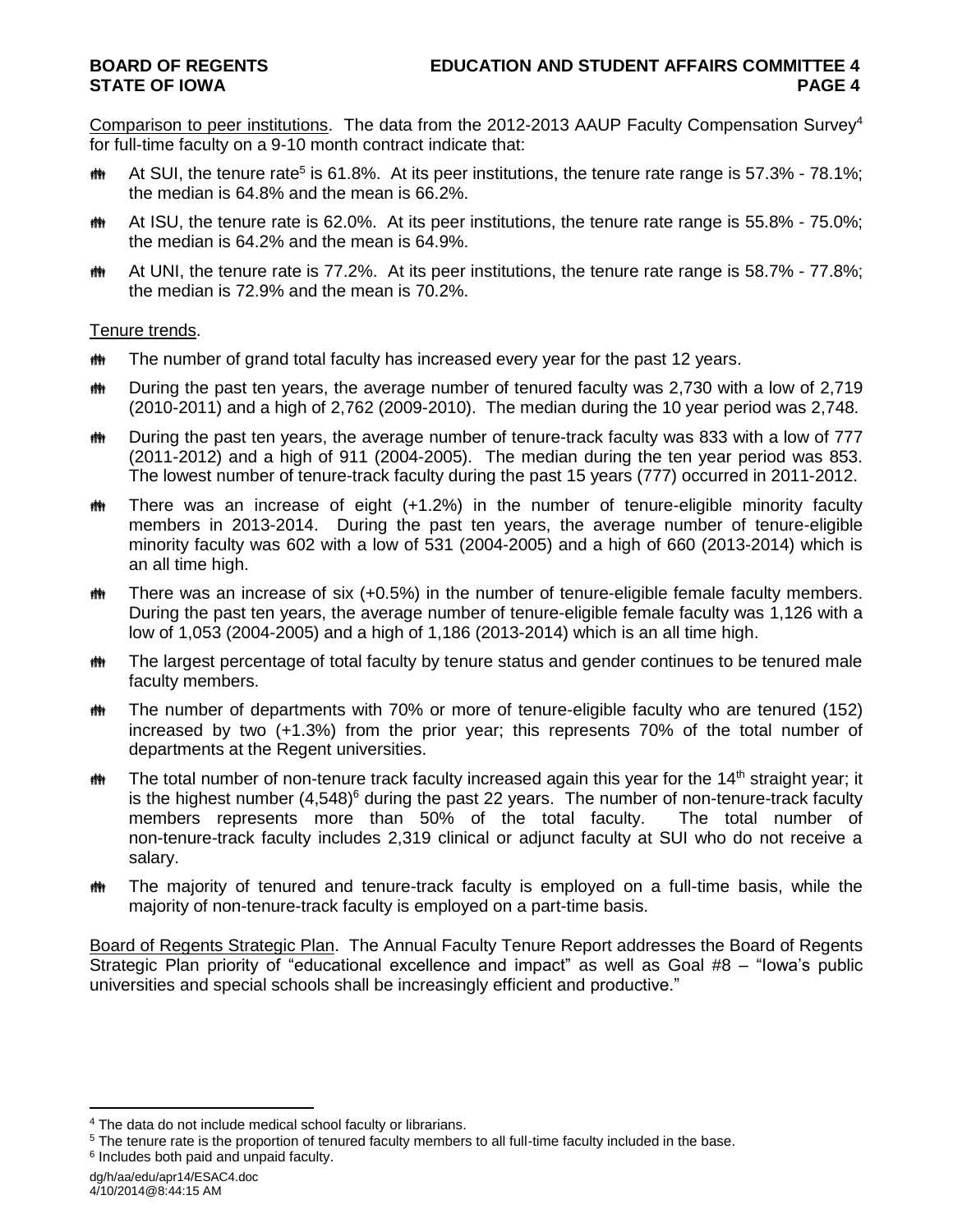Comparison to peer institutions. The data from the 2012-2013 AAUP Faculty Compensation Survey[4] for full-time faculty on a 9-10 month contract indicate that:

- At SUI, the tenure rate[5] is 61.8%. At its peer institutions, the tenure rate range is 57.3% - 78.1%; the median is 64.8% and the mean is 66.2%.
- At ISU, the tenure rate is 62.0%. At its peer institutions, the tenure rate range is 55.8% - 75.0%; the median is 64.2% and the mean is 64.9%.
- At UNI, the tenure rate is 77.2%. At its peer institutions, the tenure rate range is 58.7% - 77.8%; the median is 72.9% and the mean is 70.2%.

Tenure trends.

- The number of grand total faculty has increased every year for the past 12 years.
- During the past ten years, the average number of tenured faculty was 2,730 with a low of 2,719 (2010-2011) and a high of 2,762 (2009-2010). The median during the 10 year period was 2,748.
- During the past ten years, the average number of tenure-track faculty was 833 with a low of 777 (2011-2012) and a high of 911 (2004-2005). The median during the ten year period was 853. The lowest number of tenure-track faculty during the past 15 years (777) occurred in 2011-2012.
- There was an increase of eight (+1.2%) in the number of tenure-eligible minority faculty members in 2013-2014. During the past ten years, the average number of tenure-eligible minority faculty was 602 with a low of 531 (2004-2005) and a high of 660 (2013-2014) which is an all time high.
- There was an increase of six (+0.5%) in the number of tenure-eligible female faculty members. During the past ten years, the average number of tenure-eligible female faculty was 1,126 with a low of 1,053 (2004-2005) and a high of 1,186 (2013-2014) which is an all time high.
- The largest percentage of total faculty by tenure status and gender continues to be tenured male faculty members.
- The number of departments with 70% or more of tenure-eligible faculty who are tenured (152) increased by two (+1.3%) from the prior year; this represents 70% of the total number of departments at the Regent universities.
- The total number of non-tenure track faculty increased again this year for the 14th straight year; it is the highest number (4,548)[6] during the past 22 years. The number of non-tenure-track faculty members represents more than 50% of the total faculty. The total number of non-tenure-track faculty includes 2,319 clinical or adjunct faculty at SUI who do not receive a salary.
- The majority of tenured and tenure-track faculty is employed on a full-time basis, while the majority of non-tenure-track faculty is employed on a part-time basis.

Board of Regents Strategic Plan. The Annual Faculty Tenure Report addresses the Board of Regents Strategic Plan priority of "educational excellence and impact" as well as Goal #8 – "Iowa's public universities and special schools shall be increasingly efficient and productive."

---

[4] The data do not include medical school faculty or librarians.

[5] The tenure rate is the proportion of tenured faculty members to all full-time faculty included in the base.

[6] Includes both paid and unpaid faculty.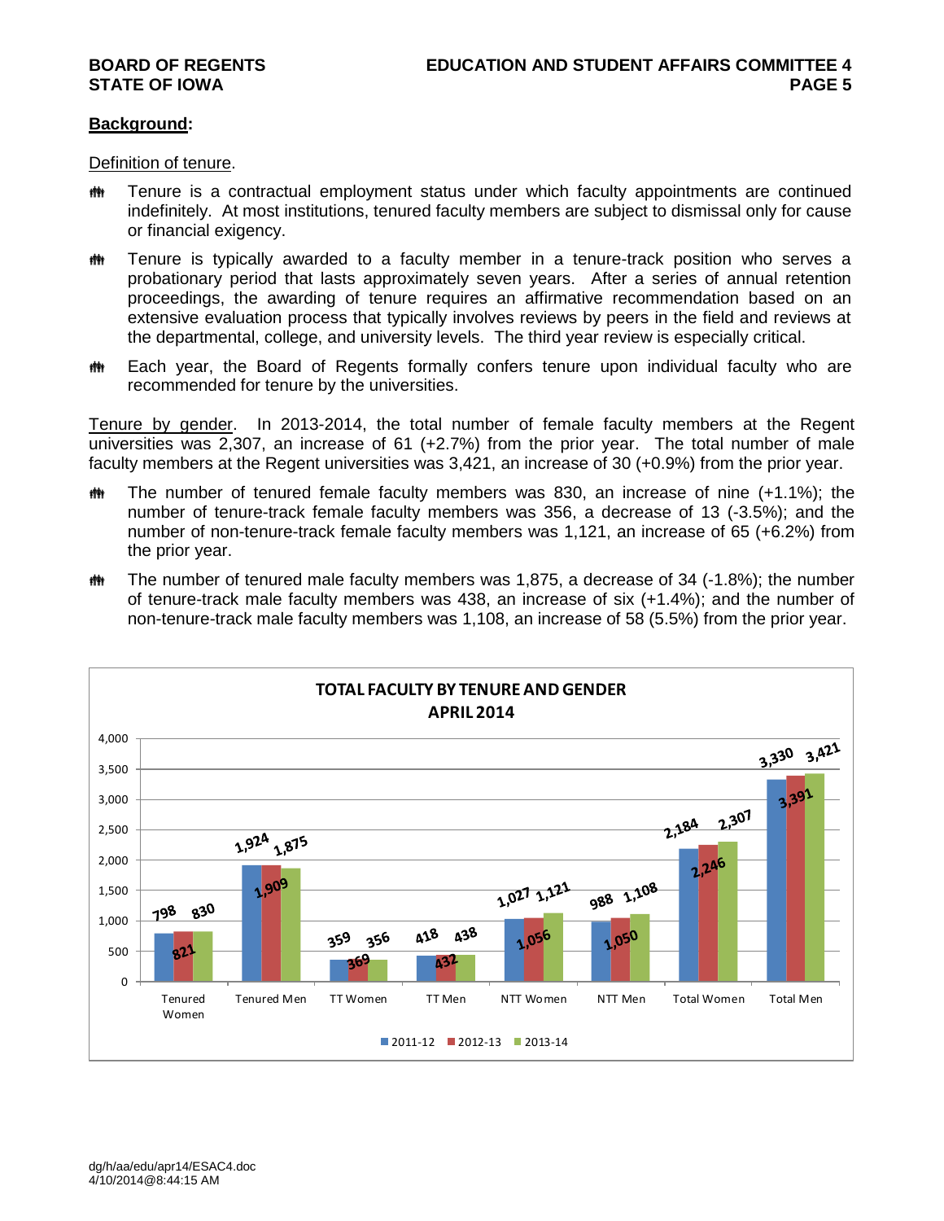**Background:**

Definition of tenure.

- Tenure is a contractual employment status under which faculty appointments are continued indefinitely. At most institutions, tenured faculty members are subject to dismissal only for cause or financial exigency.
- Tenure is typically awarded to a faculty member in a tenure-track position who serves a probationary period that lasts approximately seven years. After a series of annual retention proceedings, the awarding of tenure requires an affirmative recommendation based on an extensive evaluation process that typically involves reviews by peers in the field and reviews at the departmental, college, and university levels. The third year review is especially critical.
- Each year, the Board of Regents formally confers tenure upon individual faculty who are recommended for tenure by the universities.

Tenure by gender. In 2013-2014, the total number of female faculty members at the Regent universities was 2,307, an increase of 61 (+2.7%) from the prior year. The total number of male faculty members at the Regent universities was 3,421, an increase of 30 (+0.9%) from the prior year.

- The number of tenured female faculty members was 830, an increase of nine (+1.1%); the number of tenure-track female faculty members was 356, a decrease of 13 (-3.5%); and the number of non-tenure-track female faculty members was 1,121, an increase of 65 (+6.2%) from the prior year.
- The number of tenured male faculty members was 1,875, a decrease of 34 (-1.8%); the number of tenure-track male faculty members was 438, an increase of six (+1.4%); and the number of non-tenure-track male faculty members was 1,108, an increase of 58 (5.5%) from the prior year.

**TOTAL FACULTY BY TENURE AND GENDER**
**APRIL 2014**

| | 2011-12 | 2012-13 | 2013-14 |
|---|---|---|---|
| Tenured Women | 798 | 821 | 830 |
| Tenured Men | 1,924 | 1,909 | 1,875 |
| TT Women | 359 | 369 | 356 |
| TT Men | 418 | 432 | 438 |
| NTT Women | 1,027 | 1,056 | 1,121 |
| NTT Men | 988 | 1,050 | 1,108 |
| Total Women | 2,184 | 2,246 | 2,307 |
| Total Men | 3,330 | 3,391 | 3,421 |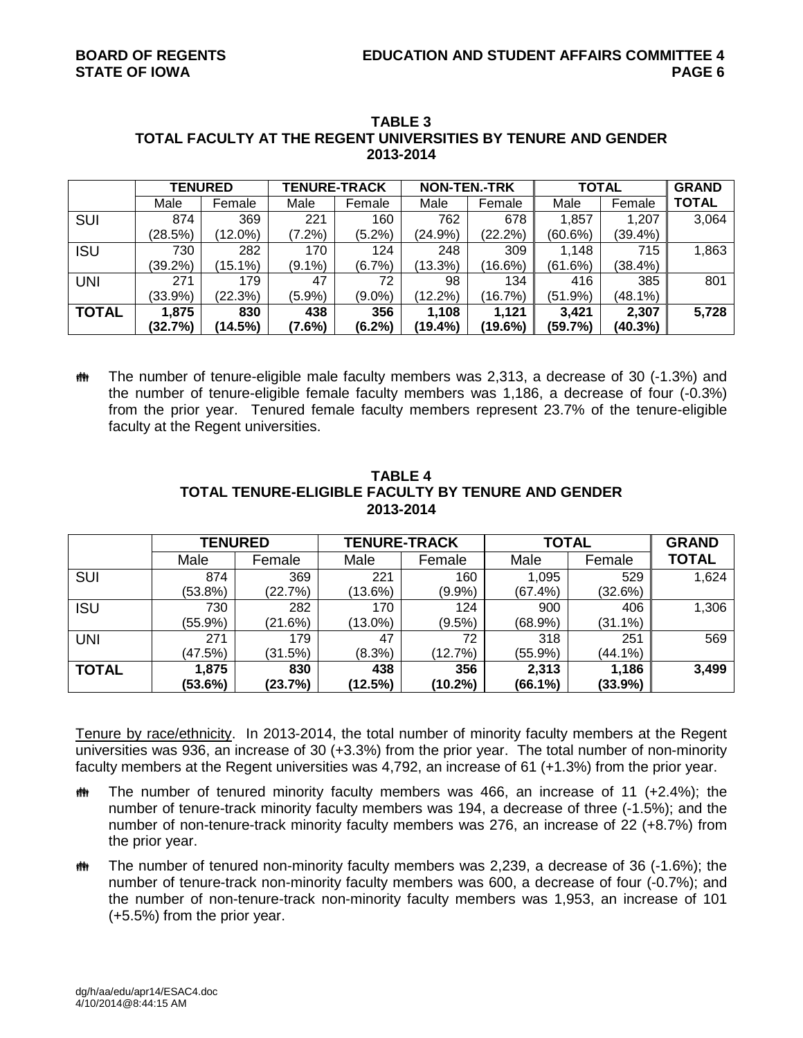**TABLE 3**
**TOTAL FACULTY AT THE REGENT UNIVERSITIES BY TENURE AND GENDER**
**2013-2014**

| | TENURED | | TENURE-TRACK | | NON-TEN.-TRK | | TOTAL | | GRAND TOTAL |
|---|---|---|---|---|---|---|---|---|---|
| | Male | Female | Male | Female | Male | Female | Male | Female | |
| SUI | 874 (28.5%) | 369 (12.0%) | 221 (7.2%) | 160 (5.2%) | 762 (24.9%) | 678 (22.2%) | 1,857 (60.6%) | 1,207 (39.4%) | 3,064 |
| ISU | 730 (39.2%) | 282 (15.1%) | 170 (9.1%) | 124 (6.7%) | 248 (13.3%) | 309 (16.6%) | 1,148 (61.6%) | 715 (38.4%) | 1,863 |
| UNI | 271 (33.9%) | 179 (22.3%) | 47 (5.9%) | 72 (9.0%) | 98 (12.2%) | 134 (16.7%) | 416 (51.9%) | 385 (48.1%) | 801 |
| **TOTAL** | **1,875 (32.7%)** | **830 (14.5%)** | **438 (7.6%)** | **356 (6.2%)** | **1,108 (19.4%)** | **1,121 (19.6%)** | **3,421 (59.7%)** | **2,307 (40.3%)** | **5,728** |

- The number of tenure-eligible male faculty members was 2,313, a decrease of 30 (-1.3%) and the number of tenure-eligible female faculty members was 1,186, a decrease of four (-0.3%) from the prior year. Tenured female faculty members represent 23.7% of the tenure-eligible faculty at the Regent universities.

**TABLE 4**
**TOTAL TENURE-ELIGIBLE FACULTY BY TENURE AND GENDER**
**2013-2014**

| | TENURED | | TENURE-TRACK | | TOTAL | | GRAND TOTAL |
|---|---|---|---|---|---|---|---|
| | Male | Female | Male | Female | Male | Female | |
| SUI | 874 (53.8%) | 369 (22.7%) | 221 (13.6%) | 160 (9.9%) | 1,095 (67.4%) | 529 (32.6%) | 1,624 |
| ISU | 730 (55.9%) | 282 (21.6%) | 170 (13.0%) | 124 (9.5%) | 900 (68.9%) | 406 (31.1%) | 1,306 |
| UNI | 271 (47.5%) | 179 (31.5%) | 47 (8.3%) | 72 (12.7%) | 318 (55.9%) | 251 (44.1%) | 569 |
| **TOTAL** | **1,875 (53.6%)** | **830 (23.7%)** | **438 (12.5%)** | **356 (10.2%)** | **2,313 (66.1%)** | **1,186 (33.9%)** | **3,499** |

Tenure by race/ethnicity. In 2013-2014, the total number of minority faculty members at the Regent universities was 936, an increase of 30 (+3.3%) from the prior year. The total number of non-minority faculty members at the Regent universities was 4,792, an increase of 61 (+1.3%) from the prior year.

- The number of tenured minority faculty members was 466, an increase of 11 (+2.4%); the number of tenure-track minority faculty members was 194, a decrease of three (-1.5%); and the number of non-tenure-track minority faculty members was 276, an increase of 22 (+8.7%) from the prior year.
- The number of tenured non-minority faculty members was 2,239, a decrease of 36 (-1.6%); the number of tenure-track non-minority faculty members was 600, a decrease of four (-0.7%); and the number of non-tenure-track non-minority faculty members was 1,953, an increase of 101 (+5.5%) from the prior year.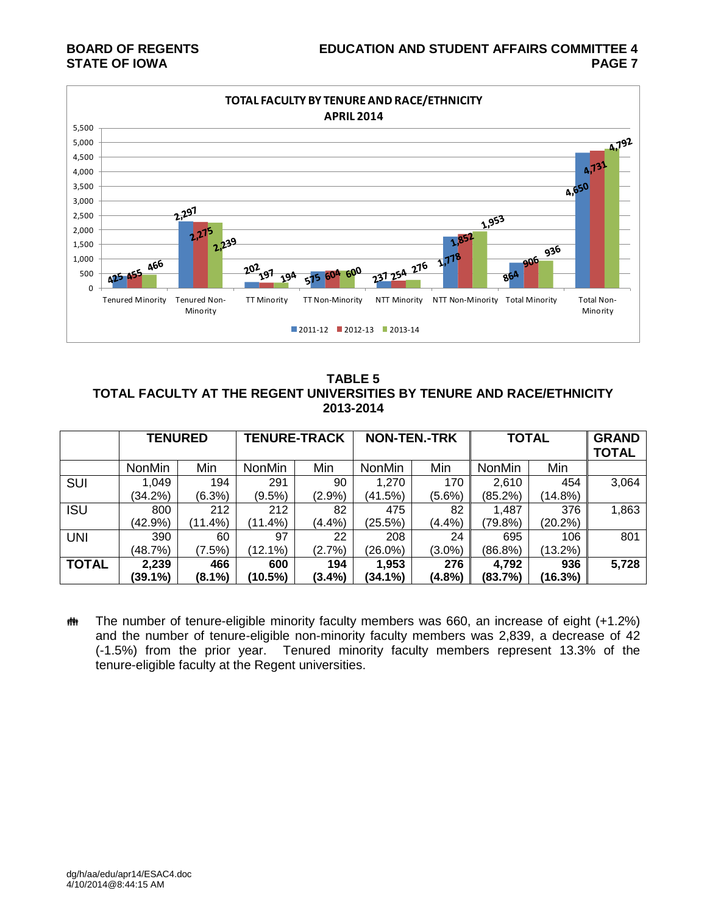**TOTAL FACULTY BY TENURE AND RACE/ETHNICITY**
**APRIL 2014**

| | 2011-12 | 2012-13 | 2013-14 |
|---|---|---|---|
| Tenured Minority | 425 | 455 | 466 |
| Tenured Non-Minority | 2,297 | 2,275 | 2,239 |
| TT Minority | 202 | 197 | 194 |
| TT Non-Minority | 575 | 604 | 600 |
| NTT Minority | 237 | 254 | 276 |
| NTT Non-Minority | 1,778 | 1,852 | 1,953 |
| Total Minority | 864 | 906 | 936 |
| Total Non-Minority | 4,650 | 4,731 | 4,792 |

## TABLE 5
## TOTAL FACULTY AT THE REGENT UNIVERSITIES BY TENURE AND RACE/ETHNICITY 2013-2014

| | **TENURED** | | **TENURE-TRACK** | | **NON-TEN.-TRK** | | **TOTAL** | | **GRAND TOTAL** |
|---|---|---|---|---|---|---|---|---|---|
| | NonMin | Min | NonMin | Min | NonMin | Min | NonMin | Min | |
| SUI | 1,049 (34.2%) | 194 (6.3%) | 291 (9.5%) | 90 (2.9%) | 1,270 (41.5%) | 170 (5.6%) | 2,610 (85.2%) | 454 (14.8%) | 3,064 |
| ISU | 800 (42.9%) | 212 (11.4%) | 212 (11.4%) | 82 (4.4%) | 475 (25.5%) | 82 (4.4%) | 1,487 (79.8%) | 376 (20.2%) | 1,863 |
| UNI | 390 (48.7%) | 60 (7.5%) | 97 (12.1%) | 22 (2.7%) | 208 (26.0%) | 24 (3.0%) | 695 (86.8%) | 106 (13.2%) | 801 |
| **TOTAL** | **2,239 (39.1%)** | **466 (8.1%)** | **600 (10.5%)** | **194 (3.4%)** | **1,953 (34.1%)** | **276 (4.8%)** | **4,792 (83.7%)** | **936 (16.3%)** | **5,728** |

- The number of tenure-eligible minority faculty members was 660, an increase of eight (+1.2%) and the number of tenure-eligible non-minority faculty members was 2,839, a decrease of 42 (-1.5%) from the prior year. Tenured minority faculty members represent 13.3% of the tenure-eligible faculty at the Regent universities.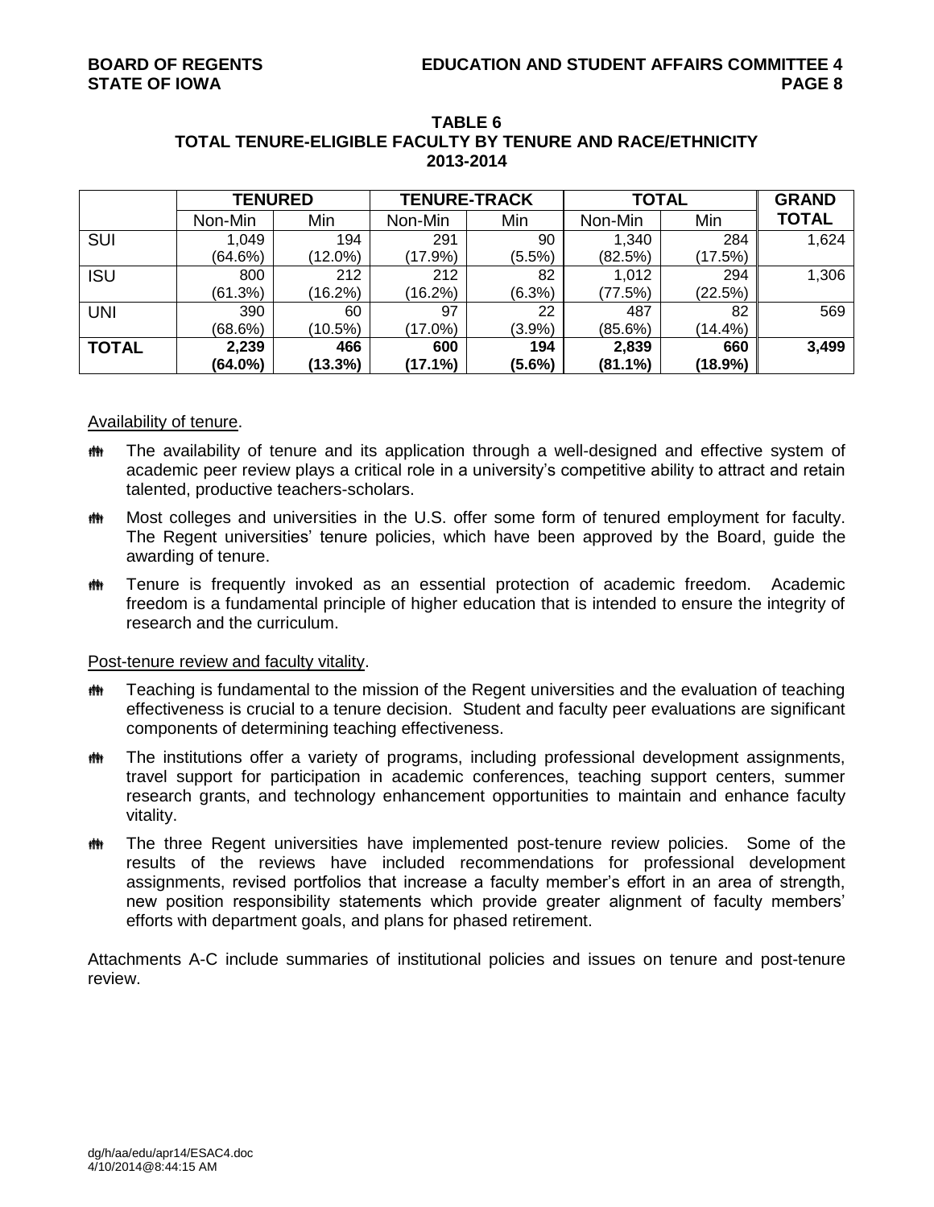**TABLE 6**
**TOTAL TENURE-ELIGIBLE FACULTY BY TENURE AND RACE/ETHNICITY**
**2013-2014**

| | **TENURED** | | **TENURE-TRACK** | | **TOTAL** | | **GRAND TOTAL** |
|---|---|---|---|---|---|---|---|
| | Non-Min | Min | Non-Min | Min | Non-Min | Min | |
| SUI | 1,049 (64.6%) | 194 (12.0%) | 291 (17.9%) | 90 (5.5%) | 1,340 (82.5%) | 284 (17.5%) | 1,624 |
| ISU | 800 (61.3%) | 212 (16.2%) | 212 (16.2%) | 82 (6.3%) | 1,012 (77.5%) | 294 (22.5%) | 1,306 |
| UNI | 390 (68.6%) | 60 (10.5%) | 97 (17.0%) | 22 (3.9%) | 487 (85.6%) | 82 (14.4%) | 569 |
| **TOTAL** | **2,239 (64.0%)** | **466 (13.3%)** | **600 (17.1%)** | **194 (5.6%)** | **2,839 (81.1%)** | **660 (18.9%)** | **3,499** |

Availability of tenure.

- The availability of tenure and its application through a well-designed and effective system of academic peer review plays a critical role in a university's competitive ability to attract and retain talented, productive teachers-scholars.
- Most colleges and universities in the U.S. offer some form of tenured employment for faculty. The Regent universities' tenure policies, which have been approved by the Board, guide the awarding of tenure.
- Tenure is frequently invoked as an essential protection of academic freedom. Academic freedom is a fundamental principle of higher education that is intended to ensure the integrity of research and the curriculum.

Post-tenure review and faculty vitality.

- Teaching is fundamental to the mission of the Regent universities and the evaluation of teaching effectiveness is crucial to a tenure decision. Student and faculty peer evaluations are significant components of determining teaching effectiveness.
- The institutions offer a variety of programs, including professional development assignments, travel support for participation in academic conferences, teaching support centers, summer research grants, and technology enhancement opportunities to maintain and enhance faculty vitality.
- The three Regent universities have implemented post-tenure review policies. Some of the results of the reviews have included recommendations for professional development assignments, revised portfolios that increase a faculty member's effort in an area of strength, new position responsibility statements which provide greater alignment of faculty members' efforts with department goals, and plans for phased retirement.

Attachments A-C include summaries of institutional policies and issues on tenure and post-tenure review.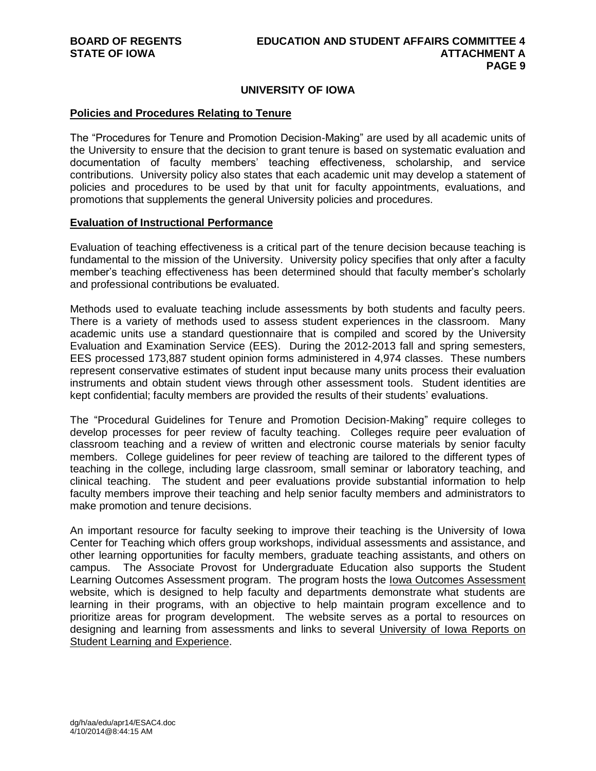## UNIVERSITY OF IOWA

### Policies and Procedures Relating to Tenure

The "Procedures for Tenure and Promotion Decision-Making" are used by all academic units of the University to ensure that the decision to grant tenure is based on systematic evaluation and documentation of faculty members' teaching effectiveness, scholarship, and service contributions. University policy also states that each academic unit may develop a statement of policies and procedures to be used by that unit for faculty appointments, evaluations, and promotions that supplements the general University policies and procedures.

### Evaluation of Instructional Performance

Evaluation of teaching effectiveness is a critical part of the tenure decision because teaching is fundamental to the mission of the University. University policy specifies that only after a faculty member's teaching effectiveness has been determined should that faculty member's scholarly and professional contributions be evaluated.

Methods used to evaluate teaching include assessments by both students and faculty peers. There is a variety of methods used to assess student experiences in the classroom. Many academic units use a standard questionnaire that is compiled and scored by the University Evaluation and Examination Service (EES). During the 2012-2013 fall and spring semesters, EES processed 173,887 student opinion forms administered in 4,974 classes. These numbers represent conservative estimates of student input because many units process their evaluation instruments and obtain student views through other assessment tools. Student identities are kept confidential; faculty members are provided the results of their students' evaluations.

The "Procedural Guidelines for Tenure and Promotion Decision-Making" require colleges to develop processes for peer review of faculty teaching. Colleges require peer evaluation of classroom teaching and a review of written and electronic course materials by senior faculty members. College guidelines for peer review of teaching are tailored to the different types of teaching in the college, including large classroom, small seminar or laboratory teaching, and clinical teaching. The student and peer evaluations provide substantial information to help faculty members improve their teaching and help senior faculty members and administrators to make promotion and tenure decisions.

An important resource for faculty seeking to improve their teaching is the University of Iowa Center for Teaching which offers group workshops, individual assessments and assistance, and other learning opportunities for faculty members, graduate teaching assistants, and others on campus. The Associate Provost for Undergraduate Education also supports the Student Learning Outcomes Assessment program. The program hosts the Iowa Outcomes Assessment website, which is designed to help faculty and departments demonstrate what students are learning in their programs, with an objective to help maintain program excellence and to prioritize areas for program development. The website serves as a portal to resources on designing and learning from assessments and links to several University of Iowa Reports on Student Learning and Experience.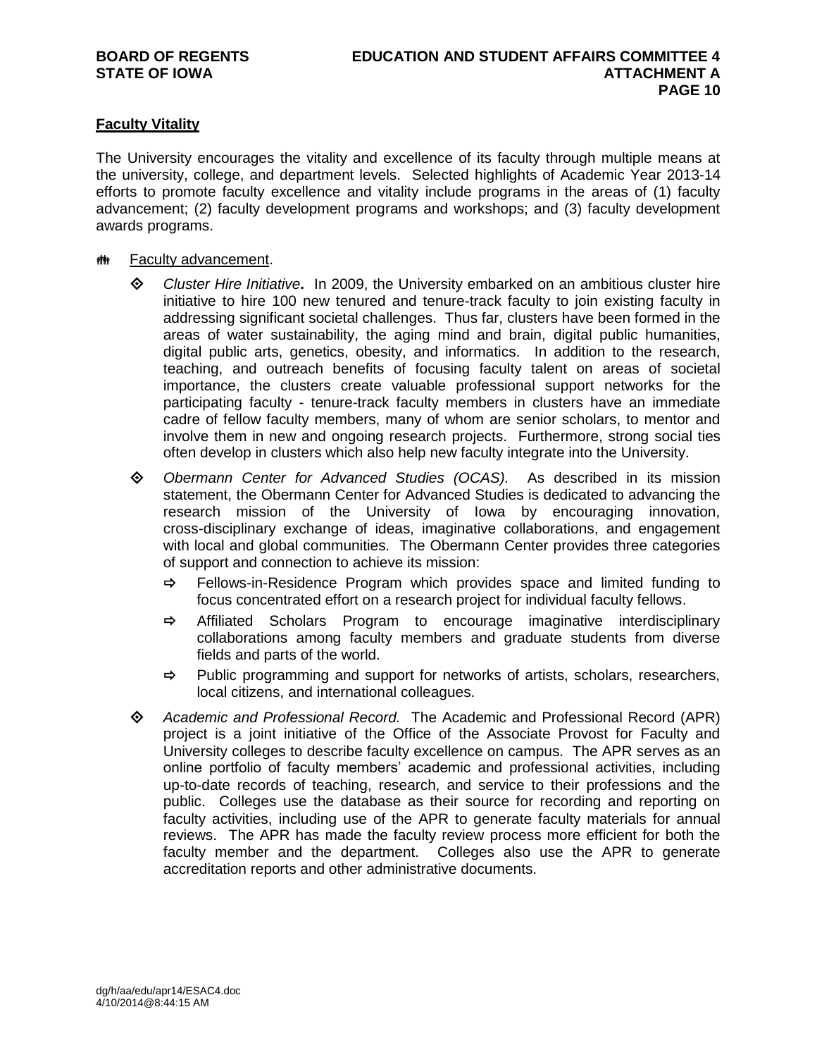**Faculty Vitality**

The University encourages the vitality and excellence of its faculty through multiple means at the university, college, and department levels. Selected highlights of Academic Year 2013-14 efforts to promote faculty excellence and vitality include programs in the areas of (1) faculty advancement; (2) faculty development programs and workshops; and (3) faculty development awards programs.

- Faculty advancement.
  - *Cluster Hire Initiative***.** In 2009, the University embarked on an ambitious cluster hire initiative to hire 100 new tenured and tenure-track faculty to join existing faculty in addressing significant societal challenges. Thus far, clusters have been formed in the areas of water sustainability, the aging mind and brain, digital public humanities, digital public arts, genetics, obesity, and informatics. In addition to the research, teaching, and outreach benefits of focusing faculty talent on areas of societal importance, the clusters create valuable professional support networks for the participating faculty - tenure-track faculty members in clusters have an immediate cadre of fellow faculty members, many of whom are senior scholars, to mentor and involve them in new and ongoing research projects. Furthermore, strong social ties often develop in clusters which also help new faculty integrate into the University.
  - *Obermann Center for Advanced Studies (OCAS).* As described in its mission statement, the Obermann Center for Advanced Studies is dedicated to advancing the research mission of the University of Iowa by encouraging innovation, cross-disciplinary exchange of ideas, imaginative collaborations, and engagement with local and global communities. The Obermann Center provides three categories of support and connection to achieve its mission:
    - Fellows-in-Residence Program which provides space and limited funding to focus concentrated effort on a research project for individual faculty fellows.
    - Affiliated Scholars Program to encourage imaginative interdisciplinary collaborations among faculty members and graduate students from diverse fields and parts of the world.
    - Public programming and support for networks of artists, scholars, researchers, local citizens, and international colleagues.
  - *Academic and Professional Record.* The Academic and Professional Record (APR) project is a joint initiative of the Office of the Associate Provost for Faculty and University colleges to describe faculty excellence on campus. The APR serves as an online portfolio of faculty members' academic and professional activities, including up-to-date records of teaching, research, and service to their professions and the public. Colleges use the database as their source for recording and reporting on faculty activities, including use of the APR to generate faculty materials for annual reviews. The APR has made the faculty review process more efficient for both the faculty member and the department. Colleges also use the APR to generate accreditation reports and other administrative documents.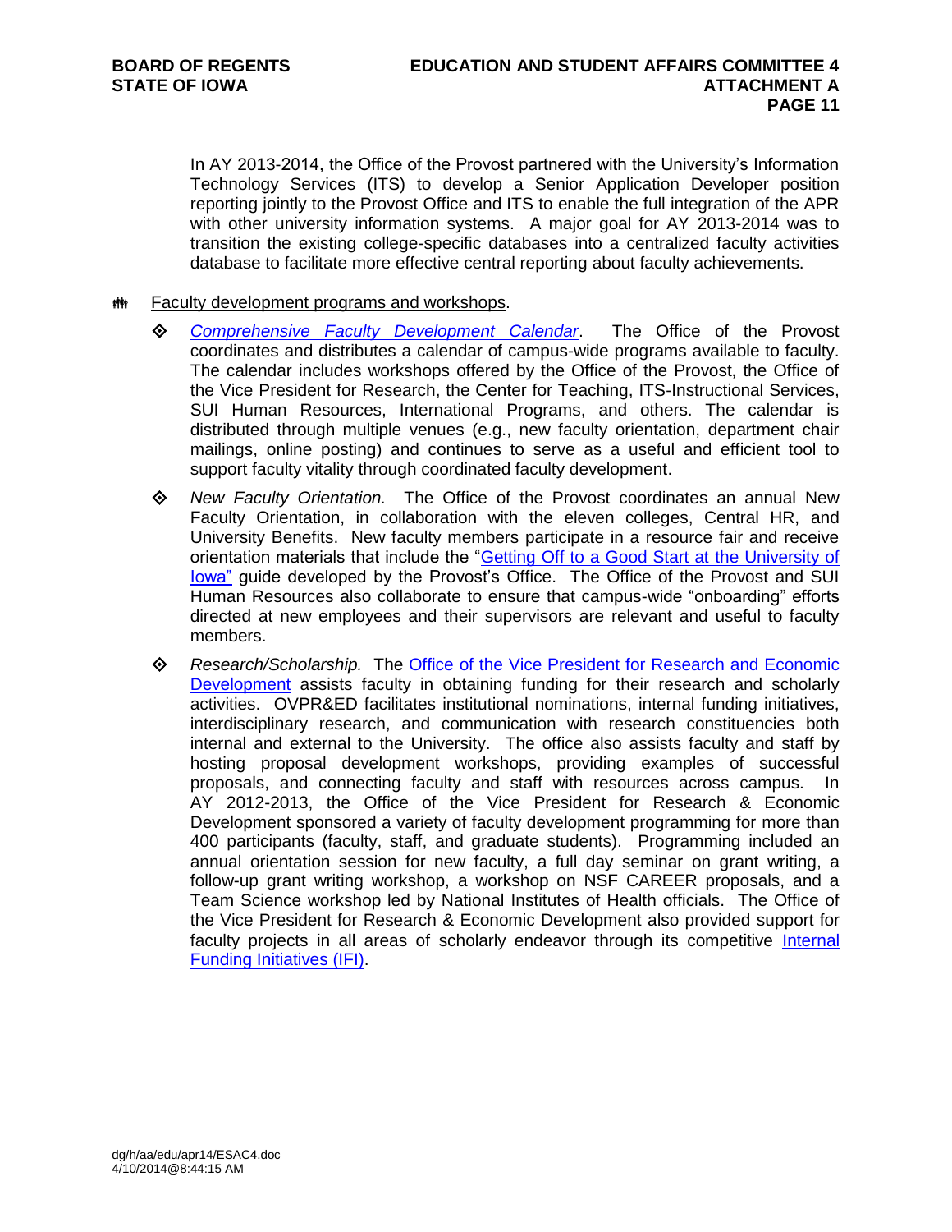In AY 2013-2014, the Office of the Provost partnered with the University's Information Technology Services (ITS) to develop a Senior Application Developer position reporting jointly to the Provost Office and ITS to enable the full integration of the APR with other university information systems. A major goal for AY 2013-2014 was to transition the existing college-specific databases into a centralized faculty activities database to facilitate more effective central reporting about faculty achievements.

- Faculty development programs and workshops.
  - *Comprehensive Faculty Development Calendar*. The Office of the Provost coordinates and distributes a calendar of campus-wide programs available to faculty. The calendar includes workshops offered by the Office of the Provost, the Office of the Vice President for Research, the Center for Teaching, ITS-Instructional Services, SUI Human Resources, International Programs, and others. The calendar is distributed through multiple venues (e.g., new faculty orientation, department chair mailings, online posting) and continues to serve as a useful and efficient tool to support faculty vitality through coordinated faculty development.
  - *New Faculty Orientation.* The Office of the Provost coordinates an annual New Faculty Orientation, in collaboration with the eleven colleges, Central HR, and University Benefits. New faculty members participate in a resource fair and receive orientation materials that include the "Getting Off to a Good Start at the University of Iowa" guide developed by the Provost's Office. The Office of the Provost and SUI Human Resources also collaborate to ensure that campus-wide "onboarding" efforts directed at new employees and their supervisors are relevant and useful to faculty members.
  - *Research/Scholarship.* The Office of the Vice President for Research and Economic Development assists faculty in obtaining funding for their research and scholarly activities. OVPR&ED facilitates institutional nominations, internal funding initiatives, interdisciplinary research, and communication with research constituencies both internal and external to the University. The office also assists faculty and staff by hosting proposal development workshops, providing examples of successful proposals, and connecting faculty and staff with resources across campus. In AY 2012-2013, the Office of the Vice President for Research & Economic Development sponsored a variety of faculty development programming for more than 400 participants (faculty, staff, and graduate students). Programming included an annual orientation session for new faculty, a full day seminar on grant writing, a follow-up grant writing workshop, a workshop on NSF CAREER proposals, and a Team Science workshop led by National Institutes of Health officials. The Office of the Vice President for Research & Economic Development also provided support for faculty projects in all areas of scholarly endeavor through its competitive Internal Funding Initiatives (IFI).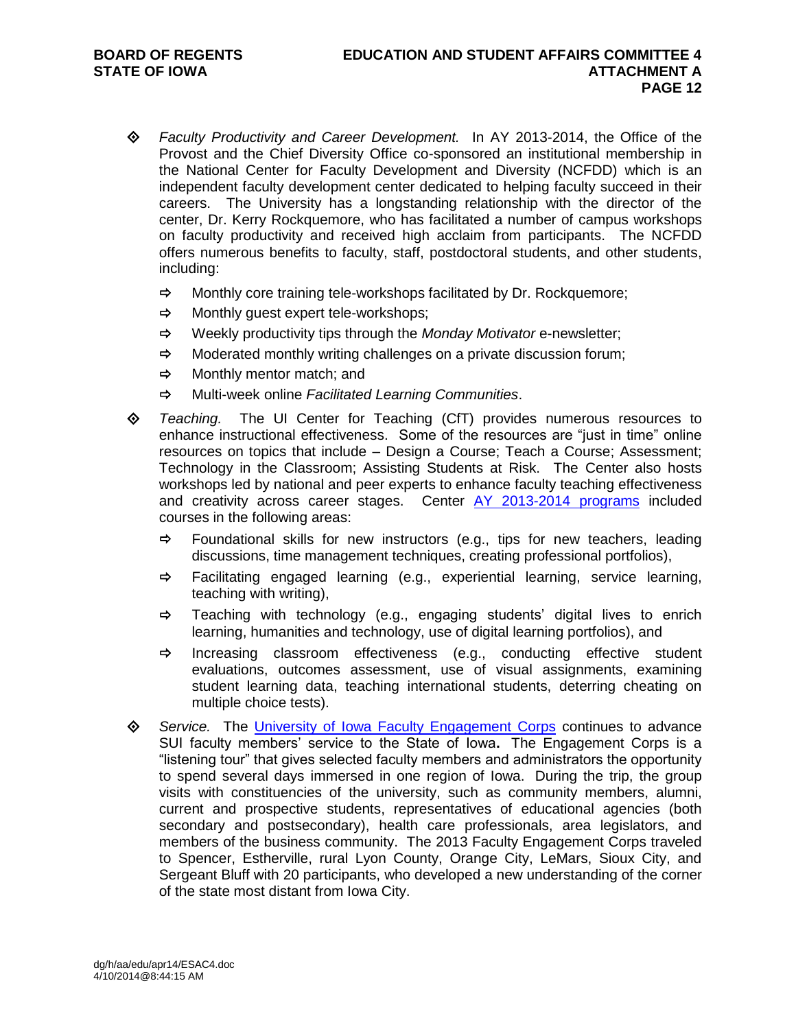- *Faculty Productivity and Career Development.* In AY 2013-2014, the Office of the Provost and the Chief Diversity Office co-sponsored an institutional membership in the National Center for Faculty Development and Diversity (NCFDD) which is an independent faculty development center dedicated to helping faculty succeed in their careers. The University has a longstanding relationship with the director of the center, Dr. Kerry Rockquemore, who has facilitated a number of campus workshops on faculty productivity and received high acclaim from participants. The NCFDD offers numerous benefits to faculty, staff, postdoctoral students, and other students, including:
  - Monthly core training tele-workshops facilitated by Dr. Rockquemore;
  - Monthly guest expert tele-workshops;
  - Weekly productivity tips through the *Monday Motivator* e-newsletter;
  - Moderated monthly writing challenges on a private discussion forum;
  - Monthly mentor match; and
  - Multi-week online *Facilitated Learning Communities*.

- *Teaching.* The UI Center for Teaching (CfT) provides numerous resources to enhance instructional effectiveness. Some of the resources are "just in time" online resources on topics that include – Design a Course; Teach a Course; Assessment; Technology in the Classroom; Assisting Students at Risk. The Center also hosts workshops led by national and peer experts to enhance faculty teaching effectiveness and creativity across career stages. Center AY 2013-2014 programs included courses in the following areas:
  - Foundational skills for new instructors (e.g., tips for new teachers, leading discussions, time management techniques, creating professional portfolios),
  - Facilitating engaged learning (e.g., experiential learning, service learning, teaching with writing),
  - Teaching with technology (e.g., engaging students' digital lives to enrich learning, humanities and technology, use of digital learning portfolios), and
  - Increasing classroom effectiveness (e.g., conducting effective student evaluations, outcomes assessment, use of visual assignments, examining student learning data, teaching international students, deterring cheating on multiple choice tests).

- *Service.* The University of Iowa Faculty Engagement Corps continues to advance SUI faculty members' service to the State of Iowa**.** The Engagement Corps is a "listening tour" that gives selected faculty members and administrators the opportunity to spend several days immersed in one region of Iowa. During the trip, the group visits with constituencies of the university, such as community members, alumni, current and prospective students, representatives of educational agencies (both secondary and postsecondary), health care professionals, area legislators, and members of the business community. The 2013 Faculty Engagement Corps traveled to Spencer, Estherville, rural Lyon County, Orange City, LeMars, Sioux City, and Sergeant Bluff with 20 participants, who developed a new understanding of the corner of the state most distant from Iowa City.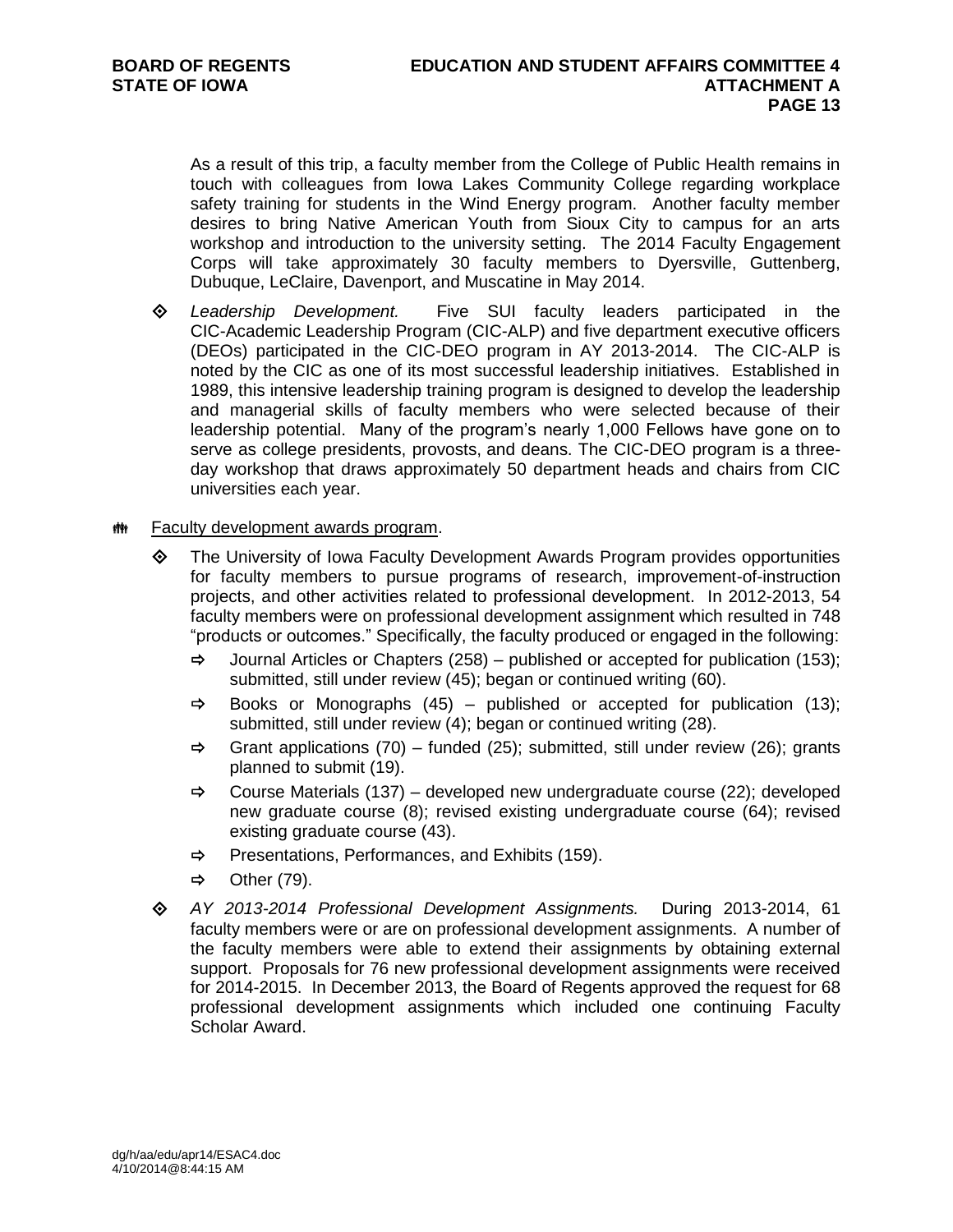As a result of this trip, a faculty member from the College of Public Health remains in touch with colleagues from Iowa Lakes Community College regarding workplace safety training for students in the Wind Energy program. Another faculty member desires to bring Native American Youth from Sioux City to campus for an arts workshop and introduction to the university setting. The 2014 Faculty Engagement Corps will take approximately 30 faculty members to Dyersville, Guttenberg, Dubuque, LeClaire, Davenport, and Muscatine in May 2014.

- *Leadership Development.* Five SUI faculty leaders participated in the CIC-Academic Leadership Program (CIC-ALP) and five department executive officers (DEOs) participated in the CIC-DEO program in AY 2013-2014. The CIC-ALP is noted by the CIC as one of its most successful leadership initiatives. Established in 1989, this intensive leadership training program is designed to develop the leadership and managerial skills of faculty members who were selected because of their leadership potential. Many of the program's nearly 1,000 Fellows have gone on to serve as college presidents, provosts, and deans. The CIC-DEO program is a three-day workshop that draws approximately 50 department heads and chairs from CIC universities each year.

- <u>Faculty development awards program</u>.
  - The University of Iowa Faculty Development Awards Program provides opportunities for faculty members to pursue programs of research, improvement-of-instruction projects, and other activities related to professional development. In 2012-2013, 54 faculty members were on professional development assignment which resulted in 748 "products or outcomes." Specifically, the faculty produced or engaged in the following:
    - Journal Articles or Chapters (258) – published or accepted for publication (153); submitted, still under review (45); began or continued writing (60).
    - Books or Monographs (45) – published or accepted for publication (13); submitted, still under review (4); began or continued writing (28).
    - Grant applications (70) – funded (25); submitted, still under review (26); grants planned to submit (19).
    - Course Materials (137) – developed new undergraduate course (22); developed new graduate course (8); revised existing undergraduate course (64); revised existing graduate course (43).
    - Presentations, Performances, and Exhibits (159).
    - Other (79).
  - *AY 2013-2014 Professional Development Assignments.* During 2013-2014, 61 faculty members were or are on professional development assignments. A number of the faculty members were able to extend their assignments by obtaining external support. Proposals for 76 new professional development assignments were received for 2014-2015. In December 2013, the Board of Regents approved the request for 68 professional development assignments which included one continuing Faculty Scholar Award.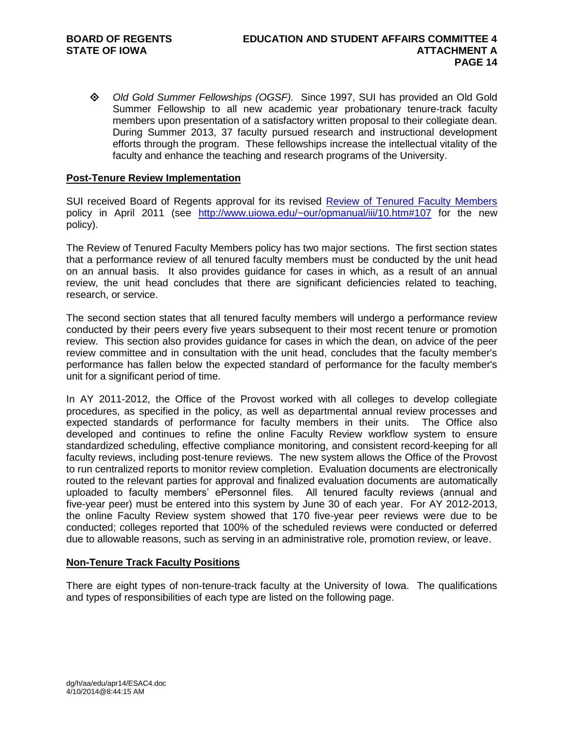- *Old Gold Summer Fellowships (OGSF).* Since 1997, SUI has provided an Old Gold Summer Fellowship to all new academic year probationary tenure-track faculty members upon presentation of a satisfactory written proposal to their collegiate dean. During Summer 2013, 37 faculty pursued research and instructional development efforts through the program. These fellowships increase the intellectual vitality of the faculty and enhance the teaching and research programs of the University.

**Post-Tenure Review Implementation**

SUI received Board of Regents approval for its revised [Review of Tenured Faculty Members](http://www.uiowa.edu/~our/opmanual/iii/10.htm#107) policy in April 2011 (see [http://www.uiowa.edu/~our/opmanual/iii/10.htm#107](http://www.uiowa.edu/~our/opmanual/iii/10.htm#107) for the new policy).

The Review of Tenured Faculty Members policy has two major sections. The first section states that a performance review of all tenured faculty members must be conducted by the unit head on an annual basis. It also provides guidance for cases in which, as a result of an annual review, the unit head concludes that there are significant deficiencies related to teaching, research, or service.

The second section states that all tenured faculty members will undergo a performance review conducted by their peers every five years subsequent to their most recent tenure or promotion review. This section also provides guidance for cases in which the dean, on advice of the peer review committee and in consultation with the unit head, concludes that the faculty member's performance has fallen below the expected standard of performance for the faculty member's unit for a significant period of time.

In AY 2011-2012, the Office of the Provost worked with all colleges to develop collegiate procedures, as specified in the policy, as well as departmental annual review processes and expected standards of performance for faculty members in their units. The Office also developed and continues to refine the online Faculty Review workflow system to ensure standardized scheduling, effective compliance monitoring, and consistent record-keeping for all faculty reviews, including post-tenure reviews. The new system allows the Office of the Provost to run centralized reports to monitor review completion. Evaluation documents are electronically routed to the relevant parties for approval and finalized evaluation documents are automatically uploaded to faculty members' ePersonnel files. All tenured faculty reviews (annual and five-year peer) must be entered into this system by June 30 of each year. For AY 2012-2013, the online Faculty Review system showed that 170 five-year peer reviews were due to be conducted; colleges reported that 100% of the scheduled reviews were conducted or deferred due to allowable reasons, such as serving in an administrative role, promotion review, or leave.

**Non-Tenure Track Faculty Positions**

There are eight types of non-tenure-track faculty at the University of Iowa. The qualifications and types of responsibilities of each type are listed on the following page.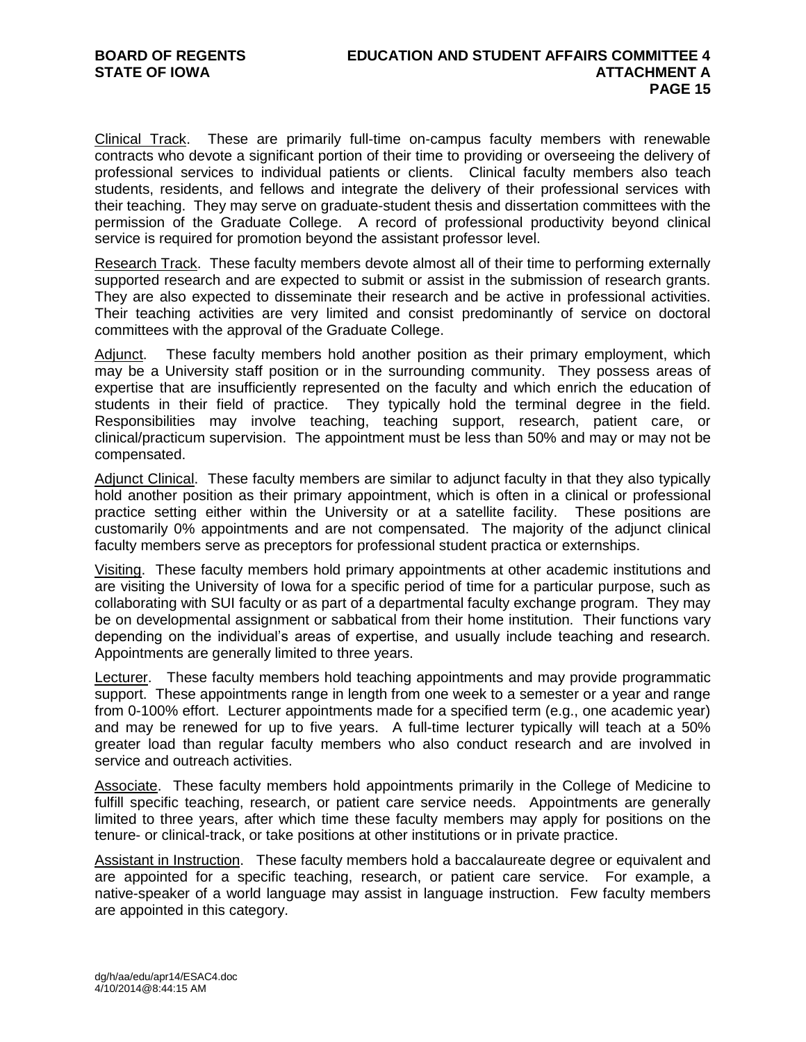Clinical Track. These are primarily full-time on-campus faculty members with renewable contracts who devote a significant portion of their time to providing or overseeing the delivery of professional services to individual patients or clients. Clinical faculty members also teach students, residents, and fellows and integrate the delivery of their professional services with their teaching. They may serve on graduate-student thesis and dissertation committees with the permission of the Graduate College. A record of professional productivity beyond clinical service is required for promotion beyond the assistant professor level.

Research Track. These faculty members devote almost all of their time to performing externally supported research and are expected to submit or assist in the submission of research grants. They are also expected to disseminate their research and be active in professional activities. Their teaching activities are very limited and consist predominantly of service on doctoral committees with the approval of the Graduate College.

Adjunct. These faculty members hold another position as their primary employment, which may be a University staff position or in the surrounding community. They possess areas of expertise that are insufficiently represented on the faculty and which enrich the education of students in their field of practice. They typically hold the terminal degree in the field. Responsibilities may involve teaching, teaching support, research, patient care, or clinical/practicum supervision. The appointment must be less than 50% and may or may not be compensated.

Adjunct Clinical. These faculty members are similar to adjunct faculty in that they also typically hold another position as their primary appointment, which is often in a clinical or professional practice setting either within the University or at a satellite facility. These positions are customarily 0% appointments and are not compensated. The majority of the adjunct clinical faculty members serve as preceptors for professional student practica or externships.

Visiting. These faculty members hold primary appointments at other academic institutions and are visiting the University of Iowa for a specific period of time for a particular purpose, such as collaborating with SUI faculty or as part of a departmental faculty exchange program. They may be on developmental assignment or sabbatical from their home institution. Their functions vary depending on the individual's areas of expertise, and usually include teaching and research. Appointments are generally limited to three years.

Lecturer. These faculty members hold teaching appointments and may provide programmatic support. These appointments range in length from one week to a semester or a year and range from 0-100% effort. Lecturer appointments made for a specified term (e.g., one academic year) and may be renewed for up to five years. A full-time lecturer typically will teach at a 50% greater load than regular faculty members who also conduct research and are involved in service and outreach activities.

Associate. These faculty members hold appointments primarily in the College of Medicine to fulfill specific teaching, research, or patient care service needs. Appointments are generally limited to three years, after which time these faculty members may apply for positions on the tenure- or clinical-track, or take positions at other institutions or in private practice.

Assistant in Instruction. These faculty members hold a baccalaureate degree or equivalent and are appointed for a specific teaching, research, or patient care service. For example, a native-speaker of a world language may assist in language instruction. Few faculty members are appointed in this category.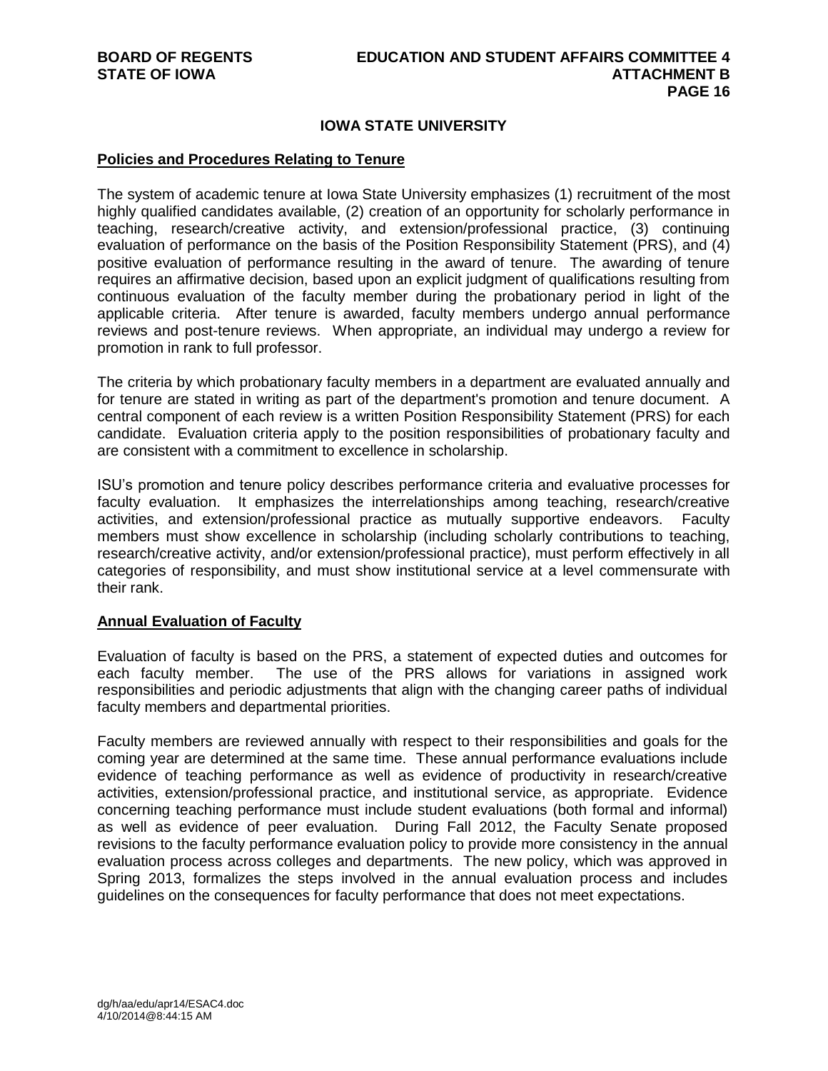## IOWA STATE UNIVERSITY

### Policies and Procedures Relating to Tenure

The system of academic tenure at Iowa State University emphasizes (1) recruitment of the most highly qualified candidates available, (2) creation of an opportunity for scholarly performance in teaching, research/creative activity, and extension/professional practice, (3) continuing evaluation of performance on the basis of the Position Responsibility Statement (PRS), and (4) positive evaluation of performance resulting in the award of tenure. The awarding of tenure requires an affirmative decision, based upon an explicit judgment of qualifications resulting from continuous evaluation of the faculty member during the probationary period in light of the applicable criteria. After tenure is awarded, faculty members undergo annual performance reviews and post-tenure reviews. When appropriate, an individual may undergo a review for promotion in rank to full professor.

The criteria by which probationary faculty members in a department are evaluated annually and for tenure are stated in writing as part of the department's promotion and tenure document. A central component of each review is a written Position Responsibility Statement (PRS) for each candidate. Evaluation criteria apply to the position responsibilities of probationary faculty and are consistent with a commitment to excellence in scholarship.

ISU's promotion and tenure policy describes performance criteria and evaluative processes for faculty evaluation. It emphasizes the interrelationships among teaching, research/creative activities, and extension/professional practice as mutually supportive endeavors. Faculty members must show excellence in scholarship (including scholarly contributions to teaching, research/creative activity, and/or extension/professional practice), must perform effectively in all categories of responsibility, and must show institutional service at a level commensurate with their rank.

### Annual Evaluation of Faculty

Evaluation of faculty is based on the PRS, a statement of expected duties and outcomes for each faculty member. The use of the PRS allows for variations in assigned work responsibilities and periodic adjustments that align with the changing career paths of individual faculty members and departmental priorities.

Faculty members are reviewed annually with respect to their responsibilities and goals for the coming year are determined at the same time. These annual performance evaluations include evidence of teaching performance as well as evidence of productivity in research/creative activities, extension/professional practice, and institutional service, as appropriate. Evidence concerning teaching performance must include student evaluations (both formal and informal) as well as evidence of peer evaluation. During Fall 2012, the Faculty Senate proposed revisions to the faculty performance evaluation policy to provide more consistency in the annual evaluation process across colleges and departments. The new policy, which was approved in Spring 2013, formalizes the steps involved in the annual evaluation process and includes guidelines on the consequences for faculty performance that does not meet expectations.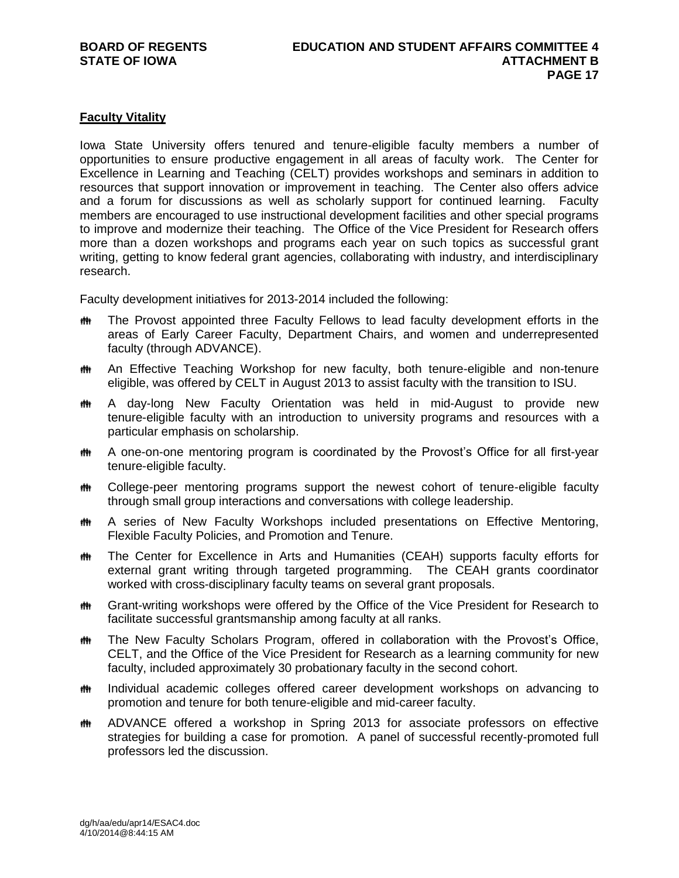**Faculty Vitality**

Iowa State University offers tenured and tenure-eligible faculty members a number of opportunities to ensure productive engagement in all areas of faculty work. The Center for Excellence in Learning and Teaching (CELT) provides workshops and seminars in addition to resources that support innovation or improvement in teaching. The Center also offers advice and a forum for discussions as well as scholarly support for continued learning. Faculty members are encouraged to use instructional development facilities and other special programs to improve and modernize their teaching. The Office of the Vice President for Research offers more than a dozen workshops and programs each year on such topics as successful grant writing, getting to know federal grant agencies, collaborating with industry, and interdisciplinary research.

Faculty development initiatives for 2013-2014 included the following:

- The Provost appointed three Faculty Fellows to lead faculty development efforts in the areas of Early Career Faculty, Department Chairs, and women and underrepresented faculty (through ADVANCE).
- An Effective Teaching Workshop for new faculty, both tenure-eligible and non-tenure eligible, was offered by CELT in August 2013 to assist faculty with the transition to ISU.
- A day-long New Faculty Orientation was held in mid-August to provide new tenure-eligible faculty with an introduction to university programs and resources with a particular emphasis on scholarship.
- A one-on-one mentoring program is coordinated by the Provost's Office for all first-year tenure-eligible faculty.
- College-peer mentoring programs support the newest cohort of tenure-eligible faculty through small group interactions and conversations with college leadership.
- A series of New Faculty Workshops included presentations on Effective Mentoring, Flexible Faculty Policies, and Promotion and Tenure.
- The Center for Excellence in Arts and Humanities (CEAH) supports faculty efforts for external grant writing through targeted programming. The CEAH grants coordinator worked with cross-disciplinary faculty teams on several grant proposals.
- Grant-writing workshops were offered by the Office of the Vice President for Research to facilitate successful grantsmanship among faculty at all ranks.
- The New Faculty Scholars Program, offered in collaboration with the Provost's Office, CELT, and the Office of the Vice President for Research as a learning community for new faculty, included approximately 30 probationary faculty in the second cohort.
- Individual academic colleges offered career development workshops on advancing to promotion and tenure for both tenure-eligible and mid-career faculty.
- ADVANCE offered a workshop in Spring 2013 for associate professors on effective strategies for building a case for promotion. A panel of successful recently-promoted full professors led the discussion.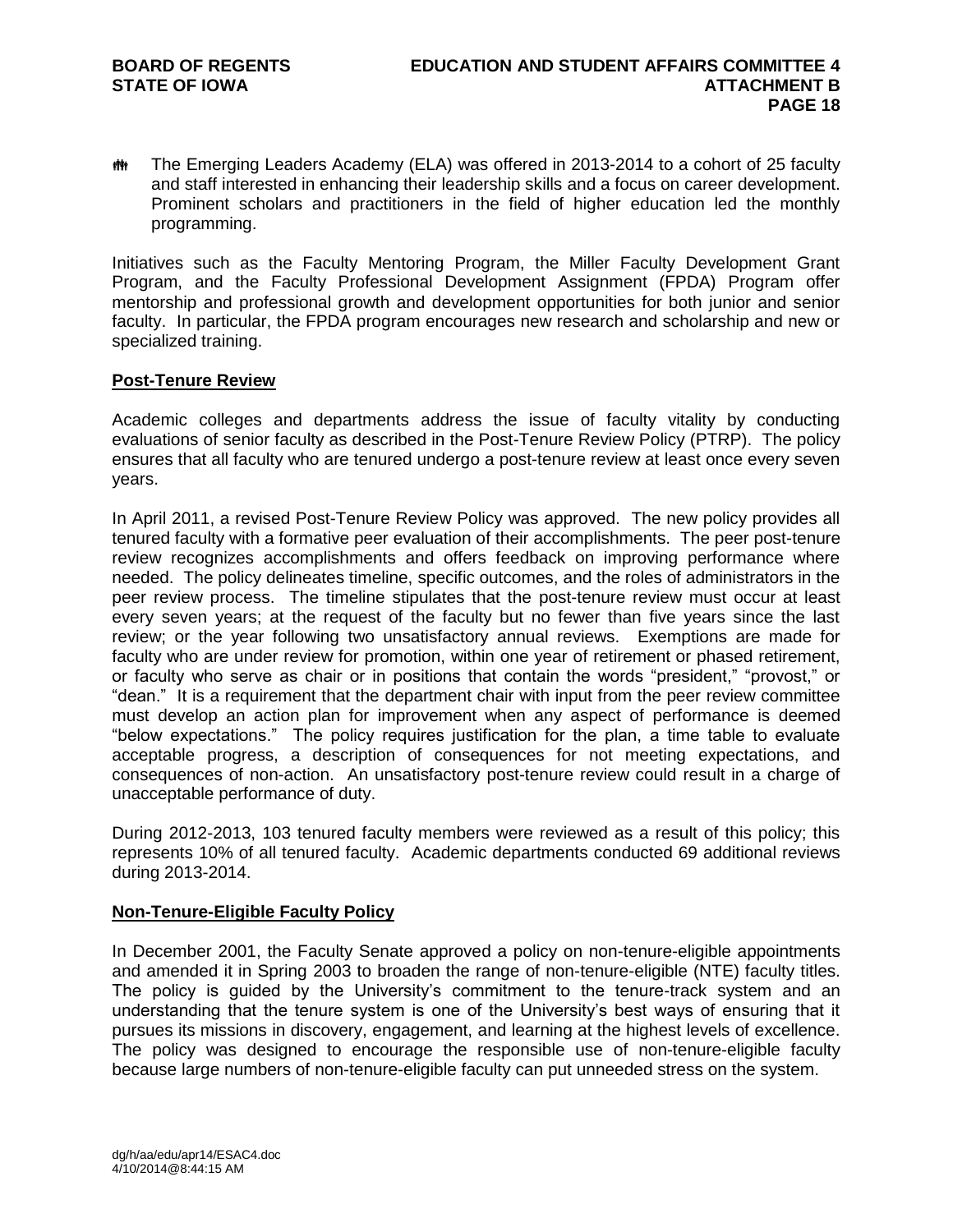- The Emerging Leaders Academy (ELA) was offered in 2013-2014 to a cohort of 25 faculty and staff interested in enhancing their leadership skills and a focus on career development. Prominent scholars and practitioners in the field of higher education led the monthly programming.

Initiatives such as the Faculty Mentoring Program, the Miller Faculty Development Grant Program, and the Faculty Professional Development Assignment (FPDA) Program offer mentorship and professional growth and development opportunities for both junior and senior faculty. In particular, the FPDA program encourages new research and scholarship and new or specialized training.

## Post-Tenure Review

Academic colleges and departments address the issue of faculty vitality by conducting evaluations of senior faculty as described in the Post-Tenure Review Policy (PTRP). The policy ensures that all faculty who are tenured undergo a post-tenure review at least once every seven years.

In April 2011, a revised Post-Tenure Review Policy was approved. The new policy provides all tenured faculty with a formative peer evaluation of their accomplishments. The peer post-tenure review recognizes accomplishments and offers feedback on improving performance where needed. The policy delineates timeline, specific outcomes, and the roles of administrators in the peer review process. The timeline stipulates that the post-tenure review must occur at least every seven years; at the request of the faculty but no fewer than five years since the last review; or the year following two unsatisfactory annual reviews. Exemptions are made for faculty who are under review for promotion, within one year of retirement or phased retirement, or faculty who serve as chair or in positions that contain the words "president," "provost," or "dean." It is a requirement that the department chair with input from the peer review committee must develop an action plan for improvement when any aspect of performance is deemed "below expectations." The policy requires justification for the plan, a time table to evaluate acceptable progress, a description of consequences for not meeting expectations, and consequences of non-action. An unsatisfactory post-tenure review could result in a charge of unacceptable performance of duty.

During 2012-2013, 103 tenured faculty members were reviewed as a result of this policy; this represents 10% of all tenured faculty. Academic departments conducted 69 additional reviews during 2013-2014.

## Non-Tenure-Eligible Faculty Policy

In December 2001, the Faculty Senate approved a policy on non-tenure-eligible appointments and amended it in Spring 2003 to broaden the range of non-tenure-eligible (NTE) faculty titles. The policy is guided by the University's commitment to the tenure-track system and an understanding that the tenure system is one of the University's best ways of ensuring that it pursues its missions in discovery, engagement, and learning at the highest levels of excellence. The policy was designed to encourage the responsible use of non-tenure-eligible faculty because large numbers of non-tenure-eligible faculty can put unneeded stress on the system.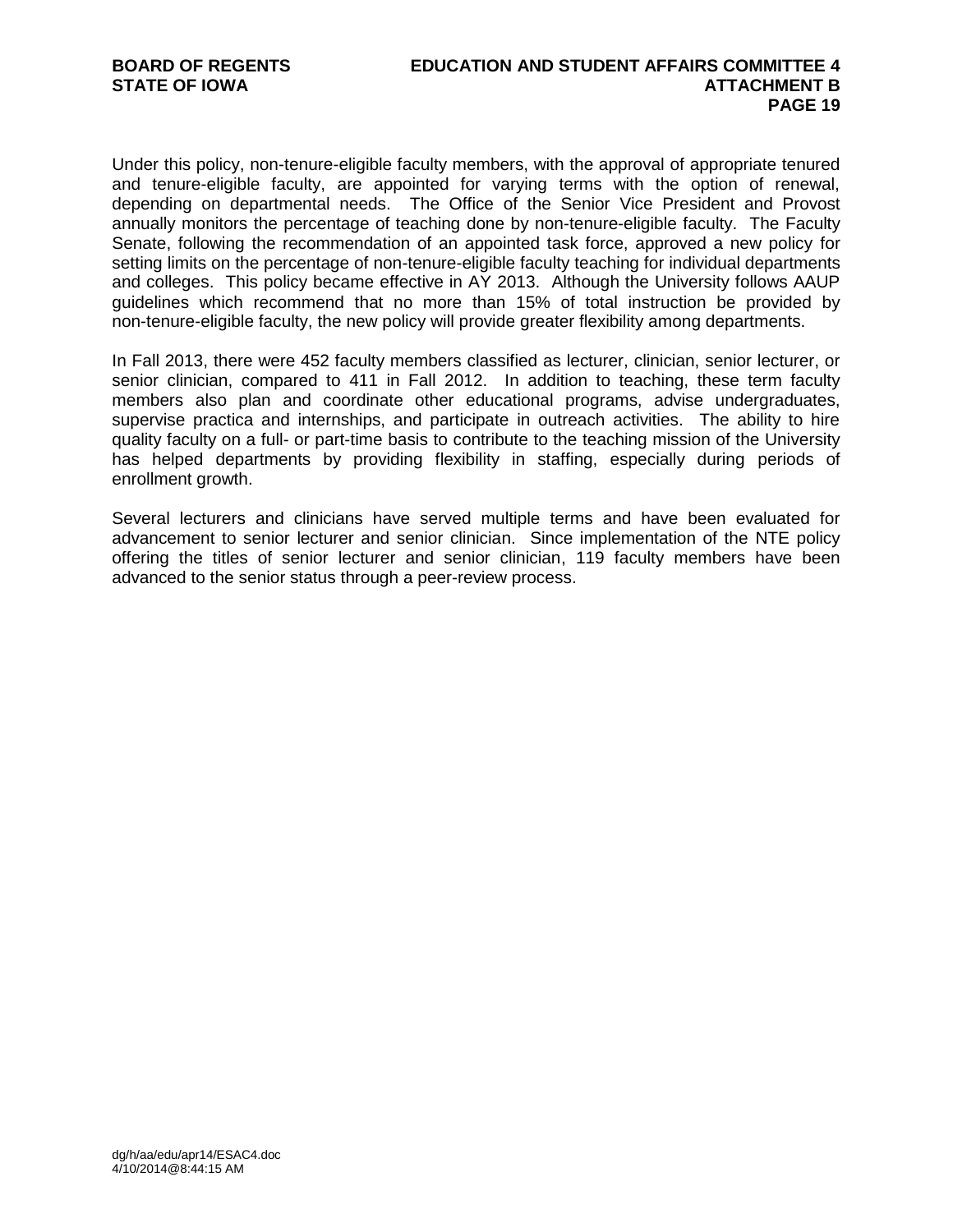Under this policy, non-tenure-eligible faculty members, with the approval of appropriate tenured and tenure-eligible faculty, are appointed for varying terms with the option of renewal, depending on departmental needs. The Office of the Senior Vice President and Provost annually monitors the percentage of teaching done by non-tenure-eligible faculty. The Faculty Senate, following the recommendation of an appointed task force, approved a new policy for setting limits on the percentage of non-tenure-eligible faculty teaching for individual departments and colleges. This policy became effective in AY 2013. Although the University follows AAUP guidelines which recommend that no more than 15% of total instruction be provided by non-tenure-eligible faculty, the new policy will provide greater flexibility among departments.

In Fall 2013, there were 452 faculty members classified as lecturer, clinician, senior lecturer, or senior clinician, compared to 411 in Fall 2012. In addition to teaching, these term faculty members also plan and coordinate other educational programs, advise undergraduates, supervise practica and internships, and participate in outreach activities. The ability to hire quality faculty on a full- or part-time basis to contribute to the teaching mission of the University has helped departments by providing flexibility in staffing, especially during periods of enrollment growth.

Several lecturers and clinicians have served multiple terms and have been evaluated for advancement to senior lecturer and senior clinician. Since implementation of the NTE policy offering the titles of senior lecturer and senior clinician, 119 faculty members have been advanced to the senior status through a peer-review process.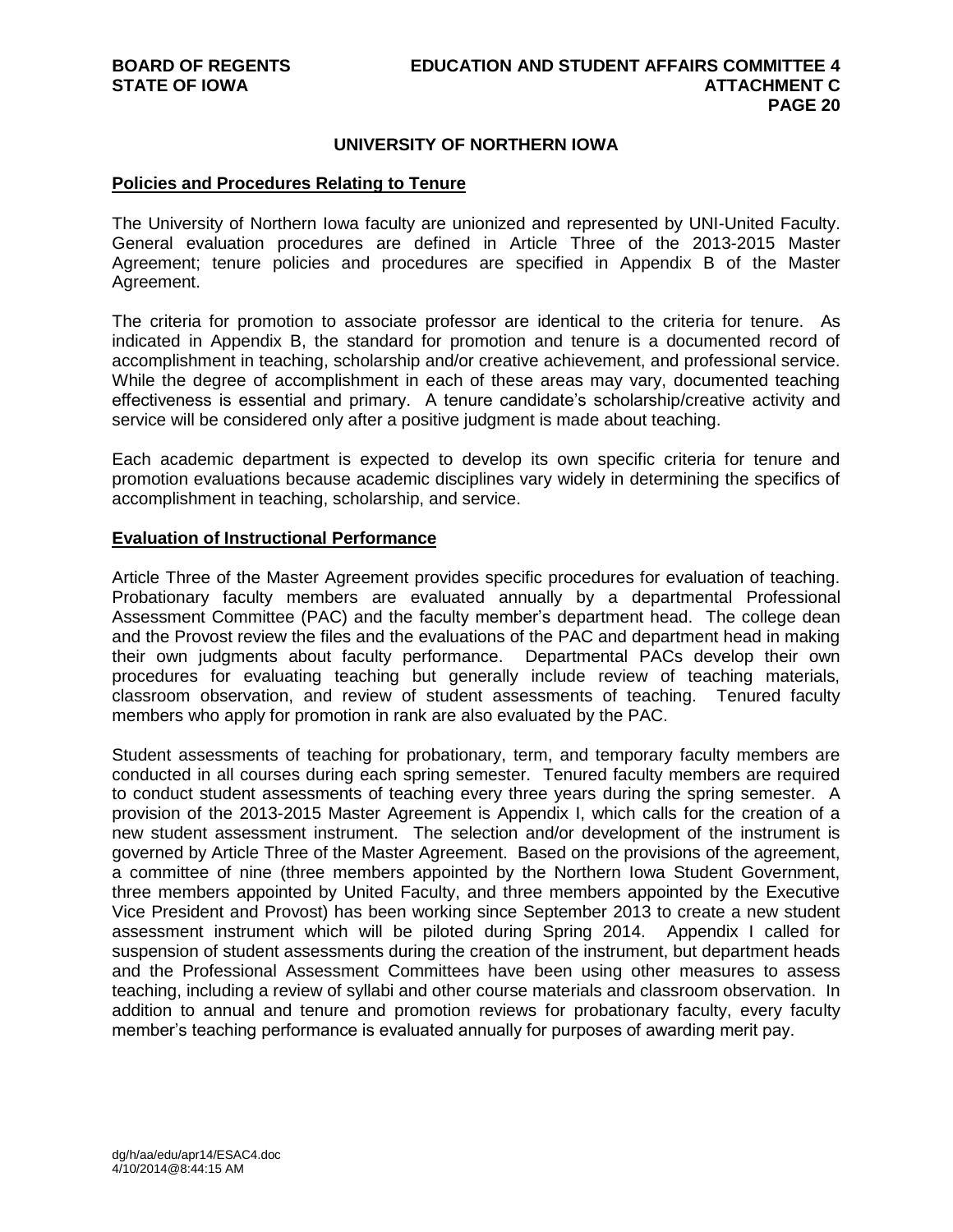## UNIVERSITY OF NORTHERN IOWA

**Policies and Procedures Relating to Tenure**

The University of Northern Iowa faculty are unionized and represented by UNI-United Faculty. General evaluation procedures are defined in Article Three of the 2013-2015 Master Agreement; tenure policies and procedures are specified in Appendix B of the Master Agreement.

The criteria for promotion to associate professor are identical to the criteria for tenure. As indicated in Appendix B, the standard for promotion and tenure is a documented record of accomplishment in teaching, scholarship and/or creative achievement, and professional service. While the degree of accomplishment in each of these areas may vary, documented teaching effectiveness is essential and primary. A tenure candidate's scholarship/creative activity and service will be considered only after a positive judgment is made about teaching.

Each academic department is expected to develop its own specific criteria for tenure and promotion evaluations because academic disciplines vary widely in determining the specifics of accomplishment in teaching, scholarship, and service.

**Evaluation of Instructional Performance**

Article Three of the Master Agreement provides specific procedures for evaluation of teaching. Probationary faculty members are evaluated annually by a departmental Professional Assessment Committee (PAC) and the faculty member's department head. The college dean and the Provost review the files and the evaluations of the PAC and department head in making their own judgments about faculty performance. Departmental PACs develop their own procedures for evaluating teaching but generally include review of teaching materials, classroom observation, and review of student assessments of teaching. Tenured faculty members who apply for promotion in rank are also evaluated by the PAC.

Student assessments of teaching for probationary, term, and temporary faculty members are conducted in all courses during each spring semester. Tenured faculty members are required to conduct student assessments of teaching every three years during the spring semester. A provision of the 2013-2015 Master Agreement is Appendix I, which calls for the creation of a new student assessment instrument. The selection and/or development of the instrument is governed by Article Three of the Master Agreement. Based on the provisions of the agreement, a committee of nine (three members appointed by the Northern Iowa Student Government, three members appointed by United Faculty, and three members appointed by the Executive Vice President and Provost) has been working since September 2013 to create a new student assessment instrument which will be piloted during Spring 2014. Appendix I called for suspension of student assessments during the creation of the instrument, but department heads and the Professional Assessment Committees have been using other measures to assess teaching, including a review of syllabi and other course materials and classroom observation. In addition to annual and tenure and promotion reviews for probationary faculty, every faculty member's teaching performance is evaluated annually for purposes of awarding merit pay.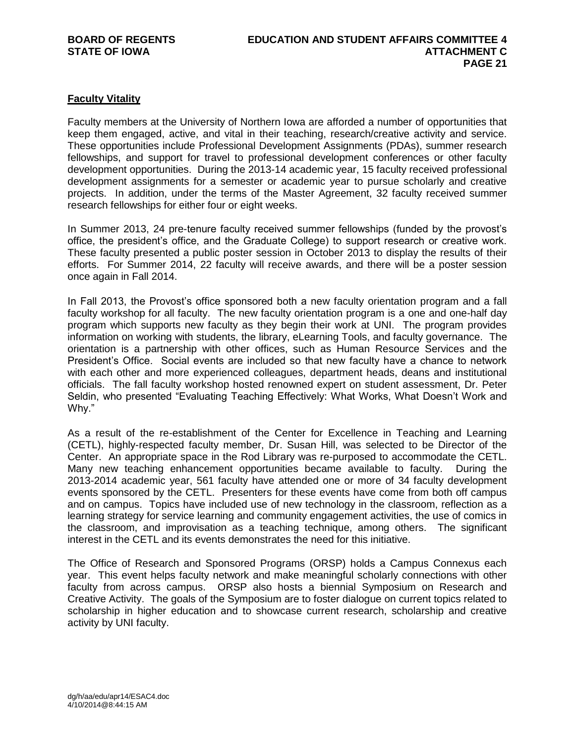## Faculty Vitality

Faculty members at the University of Northern Iowa are afforded a number of opportunities that keep them engaged, active, and vital in their teaching, research/creative activity and service. These opportunities include Professional Development Assignments (PDAs), summer research fellowships, and support for travel to professional development conferences or other faculty development opportunities. During the 2013-14 academic year, 15 faculty received professional development assignments for a semester or academic year to pursue scholarly and creative projects. In addition, under the terms of the Master Agreement, 32 faculty received summer research fellowships for either four or eight weeks.

In Summer 2013, 24 pre-tenure faculty received summer fellowships (funded by the provost's office, the president's office, and the Graduate College) to support research or creative work. These faculty presented a public poster session in October 2013 to display the results of their efforts. For Summer 2014, 22 faculty will receive awards, and there will be a poster session once again in Fall 2014.

In Fall 2013, the Provost's office sponsored both a new faculty orientation program and a fall faculty workshop for all faculty. The new faculty orientation program is a one and one-half day program which supports new faculty as they begin their work at UNI. The program provides information on working with students, the library, eLearning Tools, and faculty governance. The orientation is a partnership with other offices, such as Human Resource Services and the President's Office. Social events are included so that new faculty have a chance to network with each other and more experienced colleagues, department heads, deans and institutional officials. The fall faculty workshop hosted renowned expert on student assessment, Dr. Peter Seldin, who presented "Evaluating Teaching Effectively: What Works, What Doesn't Work and Why."

As a result of the re-establishment of the Center for Excellence in Teaching and Learning (CETL), highly-respected faculty member, Dr. Susan Hill, was selected to be Director of the Center. An appropriate space in the Rod Library was re-purposed to accommodate the CETL. Many new teaching enhancement opportunities became available to faculty. During the 2013-2014 academic year, 561 faculty have attended one or more of 34 faculty development events sponsored by the CETL. Presenters for these events have come from both off campus and on campus. Topics have included use of new technology in the classroom, reflection as a learning strategy for service learning and community engagement activities, the use of comics in the classroom, and improvisation as a teaching technique, among others. The significant interest in the CETL and its events demonstrates the need for this initiative.

The Office of Research and Sponsored Programs (ORSP) holds a Campus Connexus each year. This event helps faculty network and make meaningful scholarly connections with other faculty from across campus. ORSP also hosts a biennial Symposium on Research and Creative Activity. The goals of the Symposium are to foster dialogue on current topics related to scholarship in higher education and to showcase current research, scholarship and creative activity by UNI faculty.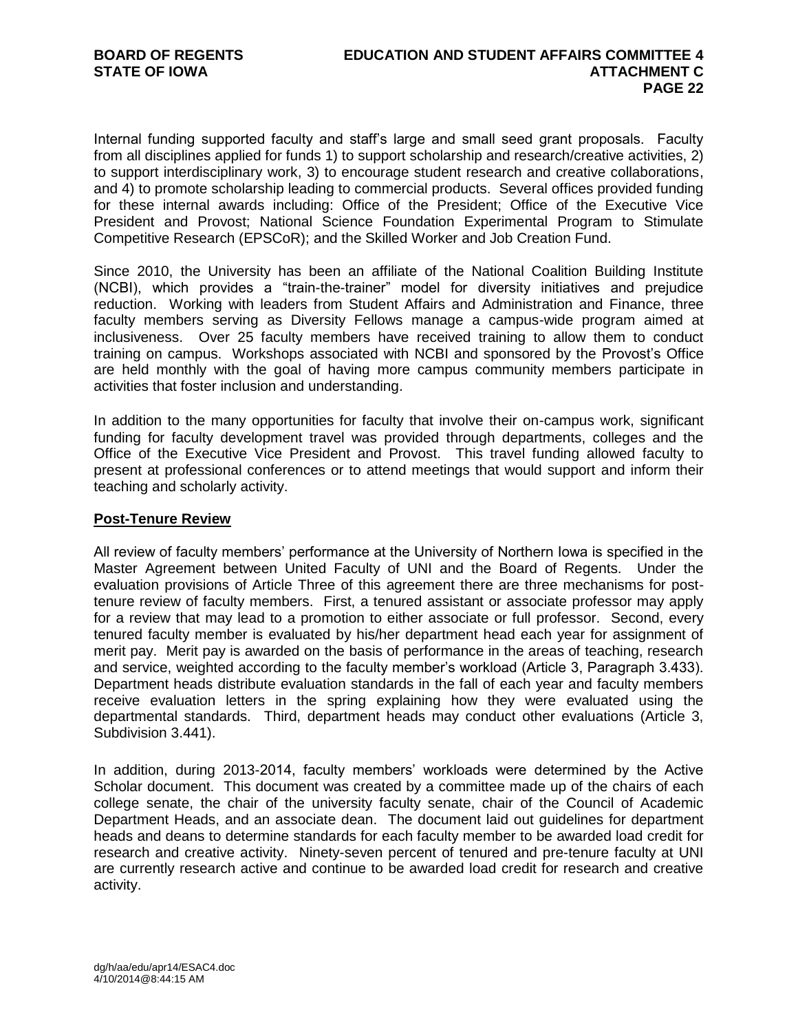Internal funding supported faculty and staff's large and small seed grant proposals. Faculty from all disciplines applied for funds 1) to support scholarship and research/creative activities, 2) to support interdisciplinary work, 3) to encourage student research and creative collaborations, and 4) to promote scholarship leading to commercial products. Several offices provided funding for these internal awards including: Office of the President; Office of the Executive Vice President and Provost; National Science Foundation Experimental Program to Stimulate Competitive Research (EPSCoR); and the Skilled Worker and Job Creation Fund.

Since 2010, the University has been an affiliate of the National Coalition Building Institute (NCBI), which provides a "train-the-trainer" model for diversity initiatives and prejudice reduction. Working with leaders from Student Affairs and Administration and Finance, three faculty members serving as Diversity Fellows manage a campus-wide program aimed at inclusiveness. Over 25 faculty members have received training to allow them to conduct training on campus. Workshops associated with NCBI and sponsored by the Provost's Office are held monthly with the goal of having more campus community members participate in activities that foster inclusion and understanding.

In addition to the many opportunities for faculty that involve their on-campus work, significant funding for faculty development travel was provided through departments, colleges and the Office of the Executive Vice President and Provost. This travel funding allowed faculty to present at professional conferences or to attend meetings that would support and inform their teaching and scholarly activity.

## Post-Tenure Review

All review of faculty members' performance at the University of Northern Iowa is specified in the Master Agreement between United Faculty of UNI and the Board of Regents. Under the evaluation provisions of Article Three of this agreement there are three mechanisms for post-tenure review of faculty members. First, a tenured assistant or associate professor may apply for a review that may lead to a promotion to either associate or full professor. Second, every tenured faculty member is evaluated by his/her department head each year for assignment of merit pay. Merit pay is awarded on the basis of performance in the areas of teaching, research and service, weighted according to the faculty member's workload (Article 3, Paragraph 3.433). Department heads distribute evaluation standards in the fall of each year and faculty members receive evaluation letters in the spring explaining how they were evaluated using the departmental standards. Third, department heads may conduct other evaluations (Article 3, Subdivision 3.441).

In addition, during 2013-2014, faculty members' workloads were determined by the Active Scholar document. This document was created by a committee made up of the chairs of each college senate, the chair of the university faculty senate, chair of the Council of Academic Department Heads, and an associate dean. The document laid out guidelines for department heads and deans to determine standards for each faculty member to be awarded load credit for research and creative activity. Ninety-seven percent of tenured and pre-tenure faculty at UNI are currently research active and continue to be awarded load credit for research and creative activity.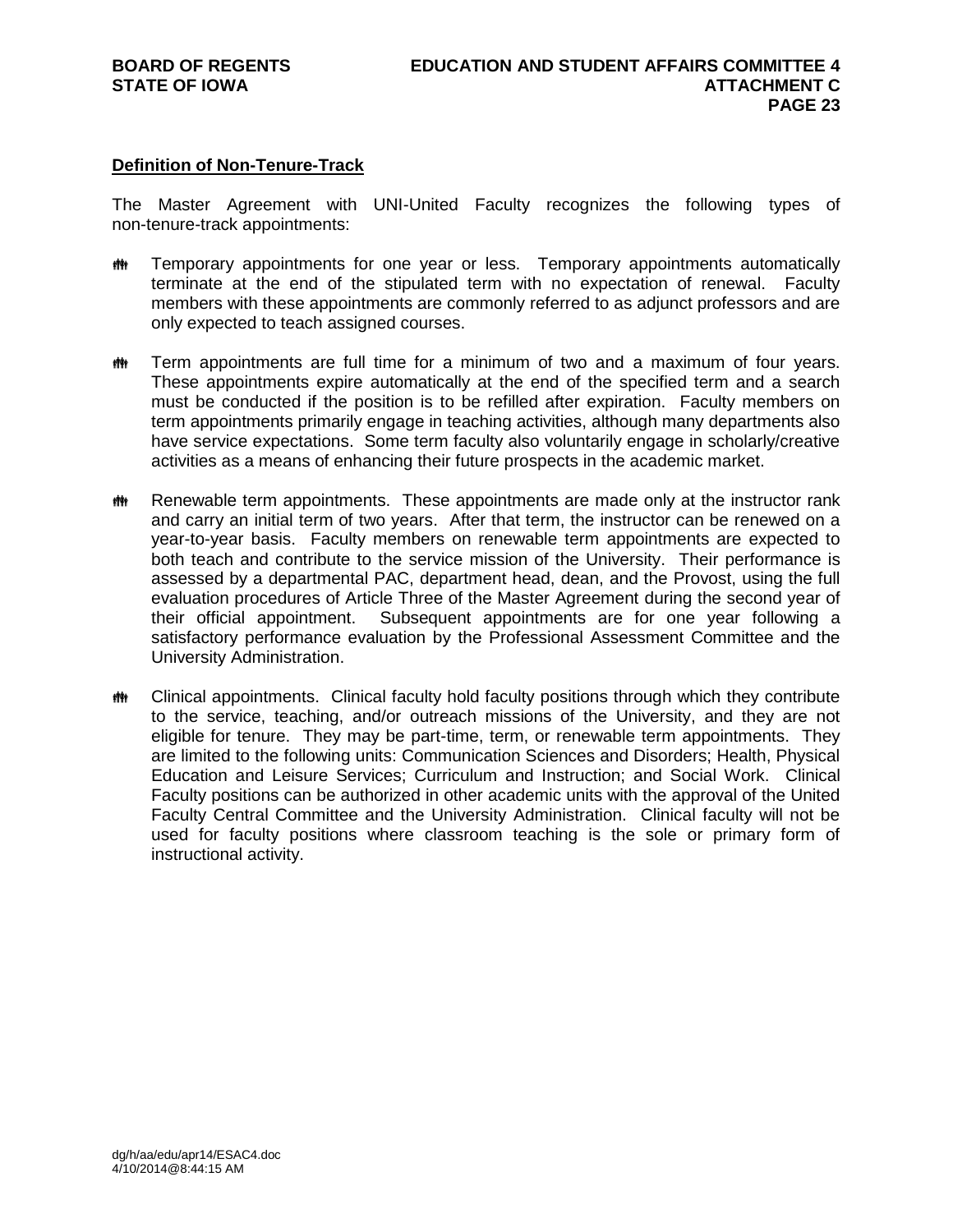**Definition of Non-Tenure-Track**

The Master Agreement with UNI-United Faculty recognizes the following types of non-tenure-track appointments:

- Temporary appointments for one year or less. Temporary appointments automatically terminate at the end of the stipulated term with no expectation of renewal. Faculty members with these appointments are commonly referred to as adjunct professors and are only expected to teach assigned courses.

- Term appointments are full time for a minimum of two and a maximum of four years. These appointments expire automatically at the end of the specified term and a search must be conducted if the position is to be refilled after expiration. Faculty members on term appointments primarily engage in teaching activities, although many departments also have service expectations. Some term faculty also voluntarily engage in scholarly/creative activities as a means of enhancing their future prospects in the academic market.

- Renewable term appointments. These appointments are made only at the instructor rank and carry an initial term of two years. After that term, the instructor can be renewed on a year-to-year basis. Faculty members on renewable term appointments are expected to both teach and contribute to the service mission of the University. Their performance is assessed by a departmental PAC, department head, dean, and the Provost, using the full evaluation procedures of Article Three of the Master Agreement during the second year of their official appointment. Subsequent appointments are for one year following a satisfactory performance evaluation by the Professional Assessment Committee and the University Administration.

- Clinical appointments. Clinical faculty hold faculty positions through which they contribute to the service, teaching, and/or outreach missions of the University, and they are not eligible for tenure. They may be part-time, term, or renewable term appointments. They are limited to the following units: Communication Sciences and Disorders; Health, Physical Education and Leisure Services; Curriculum and Instruction; and Social Work. Clinical Faculty positions can be authorized in other academic units with the approval of the United Faculty Central Committee and the University Administration. Clinical faculty will not be used for faculty positions where classroom teaching is the sole or primary form of instructional activity.